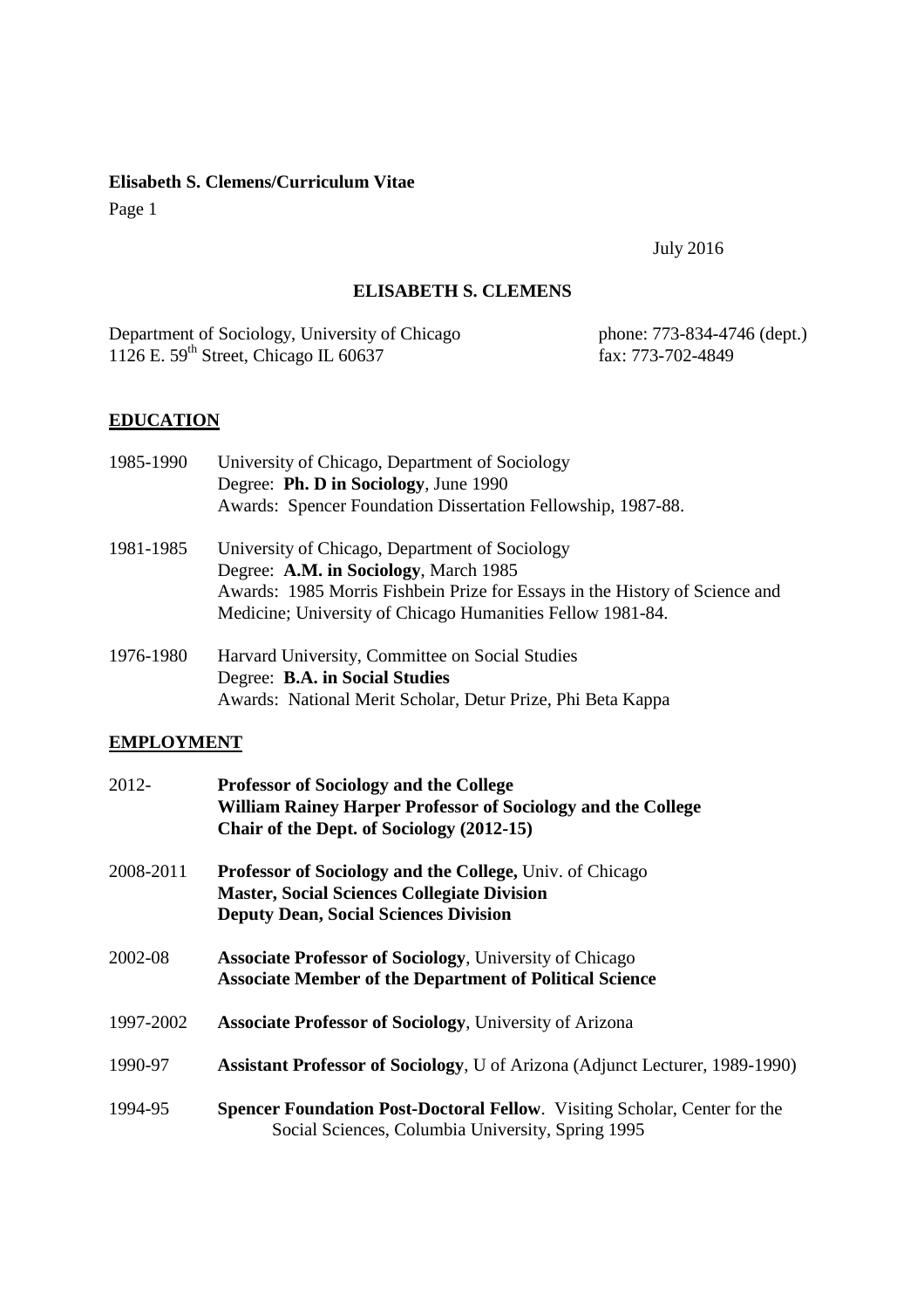July 2016

# ELISABETH S. CLEMENS

Department of Sociology, University of Chicago
1126 E. 59th Street, Chicago IL 60637

phone: 773-834-4746 (dept.)
fax: 773-702-4849

## EDUCATION

1985-1990 University of Chicago, Department of Sociology
Degree: **Ph. D in Sociology**, June 1990
Awards: Spencer Foundation Dissertation Fellowship, 1987-88.

1981-1985 University of Chicago, Department of Sociology
Degree: **A.M. in Sociology**, March 1985
Awards: 1985 Morris Fishbein Prize for Essays in the History of Science and Medicine; University of Chicago Humanities Fellow 1981-84.

1976-1980 Harvard University, Committee on Social Studies
Degree: **B.A. in Social Studies**
Awards: National Merit Scholar, Detur Prize, Phi Beta Kappa

## EMPLOYMENT

2012- **Professor of Sociology and the College**
**William Rainey Harper Professor of Sociology and the College**
**Chair of the Dept. of Sociology (2012-15)**

2008-2011 **Professor of Sociology and the College,** Univ. of Chicago
**Master, Social Sciences Collegiate Division**
**Deputy Dean, Social Sciences Division**

2002-08 **Associate Professor of Sociology**, University of Chicago
**Associate Member of the Department of Political Science**

1997-2002 **Associate Professor of Sociology**, University of Arizona

1990-97 **Assistant Professor of Sociology**, U of Arizona (Adjunct Lecturer, 1989-1990)

1994-95 **Spencer Foundation Post-Doctoral Fellow**. Visiting Scholar, Center for the Social Sciences, Columbia University, Spring 1995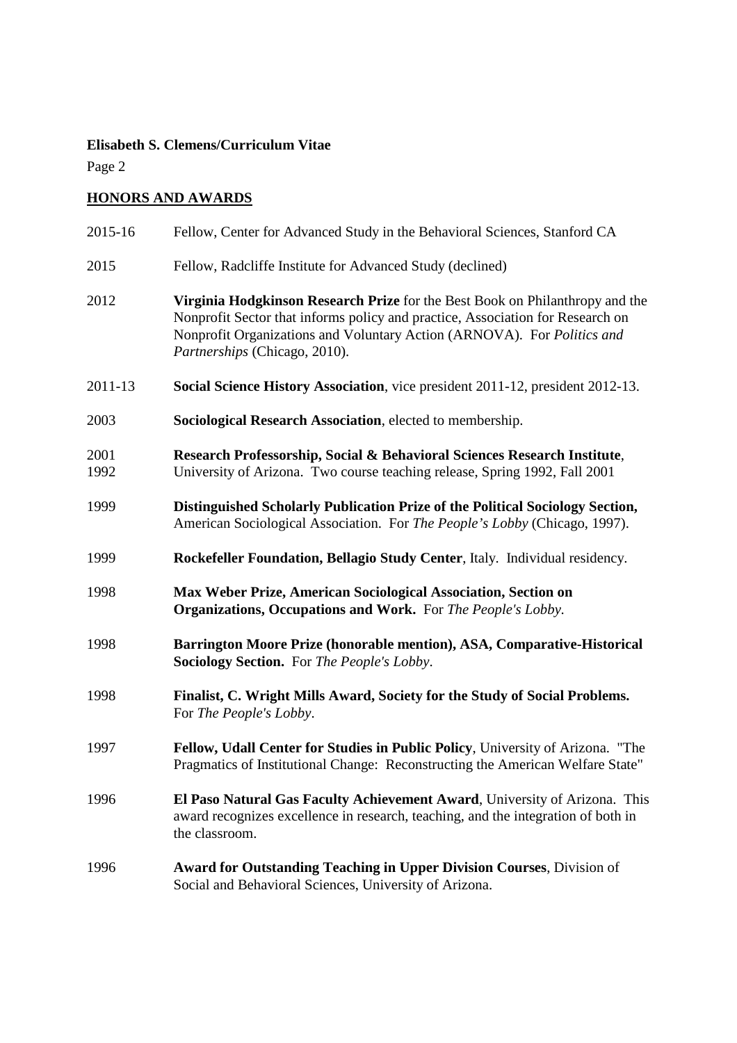## HONORS AND AWARDS

2015-16 Fellow, Center for Advanced Study in the Behavioral Sciences, Stanford CA

2015 Fellow, Radcliffe Institute for Advanced Study (declined)

2012 **Virginia Hodgkinson Research Prize** for the Best Book on Philanthropy and the Nonprofit Sector that informs policy and practice, Association for Research on Nonprofit Organizations and Voluntary Action (ARNOVA). For *Politics and Partnerships* (Chicago, 2010).

2011-13 **Social Science History Association**, vice president 2011-12, president 2012-13.

2003 **Sociological Research Association**, elected to membership.

2001
1992 **Research Professorship, Social & Behavioral Sciences Research Institute**, University of Arizona. Two course teaching release, Spring 1992, Fall 2001

1999 **Distinguished Scholarly Publication Prize of the Political Sociology Section,** American Sociological Association. For *The People's Lobby* (Chicago, 1997).

1999 **Rockefeller Foundation, Bellagio Study Center**, Italy. Individual residency.

1998 **Max Weber Prize, American Sociological Association, Section on Organizations, Occupations and Work.** For *The People's Lobby.*

1998 **Barrington Moore Prize (honorable mention), ASA, Comparative-Historical Sociology Section.** For *The People's Lobby*.

1998 **Finalist, C. Wright Mills Award, Society for the Study of Social Problems.** For *The People's Lobby*.

1997 **Fellow, Udall Center for Studies in Public Policy**, University of Arizona. "The Pragmatics of Institutional Change: Reconstructing the American Welfare State"

1996 **El Paso Natural Gas Faculty Achievement Award**, University of Arizona. This award recognizes excellence in research, teaching, and the integration of both in the classroom.

1996 **Award for Outstanding Teaching in Upper Division Courses**, Division of Social and Behavioral Sciences, University of Arizona.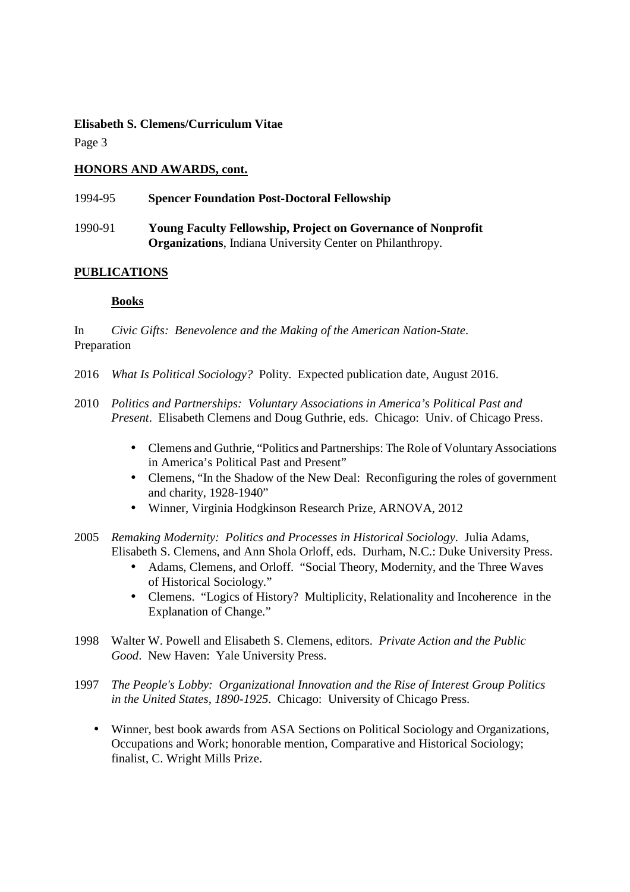## HONORS AND AWARDS, cont.

1994-95 **Spencer Foundation Post-Doctoral Fellowship**

1990-91 **Young Faculty Fellowship, Project on Governance of Nonprofit Organizations**, Indiana University Center on Philanthropy.

## PUBLICATIONS

### Books

In Preparation *Civic Gifts: Benevolence and the Making of the American Nation-State*.

2016 *What Is Political Sociology?* Polity. Expected publication date, August 2016.

2010 *Politics and Partnerships: Voluntary Associations in America's Political Past and Present*. Elisabeth Clemens and Doug Guthrie, eds. Chicago: Univ. of Chicago Press.

- Clemens and Guthrie, "Politics and Partnerships: The Role of Voluntary Associations in America's Political Past and Present"
- Clemens, "In the Shadow of the New Deal: Reconfiguring the roles of government and charity, 1928-1940"
- Winner, Virginia Hodgkinson Research Prize, ARNOVA, 2012

2005 *Remaking Modernity: Politics and Processes in Historical Sociology*. Julia Adams, Elisabeth S. Clemens, and Ann Shola Orloff, eds. Durham, N.C.: Duke University Press.

- Adams, Clemens, and Orloff. "Social Theory, Modernity, and the Three Waves of Historical Sociology."
- Clemens. "Logics of History? Multiplicity, Relationality and Incoherence in the Explanation of Change."

1998 Walter W. Powell and Elisabeth S. Clemens, editors. *Private Action and the Public Good*. New Haven: Yale University Press.

1997 *The People's Lobby: Organizational Innovation and the Rise of Interest Group Politics in the United States, 1890-1925*. Chicago: University of Chicago Press.

- Winner, best book awards from ASA Sections on Political Sociology and Organizations, Occupations and Work; honorable mention, Comparative and Historical Sociology; finalist, C. Wright Mills Prize.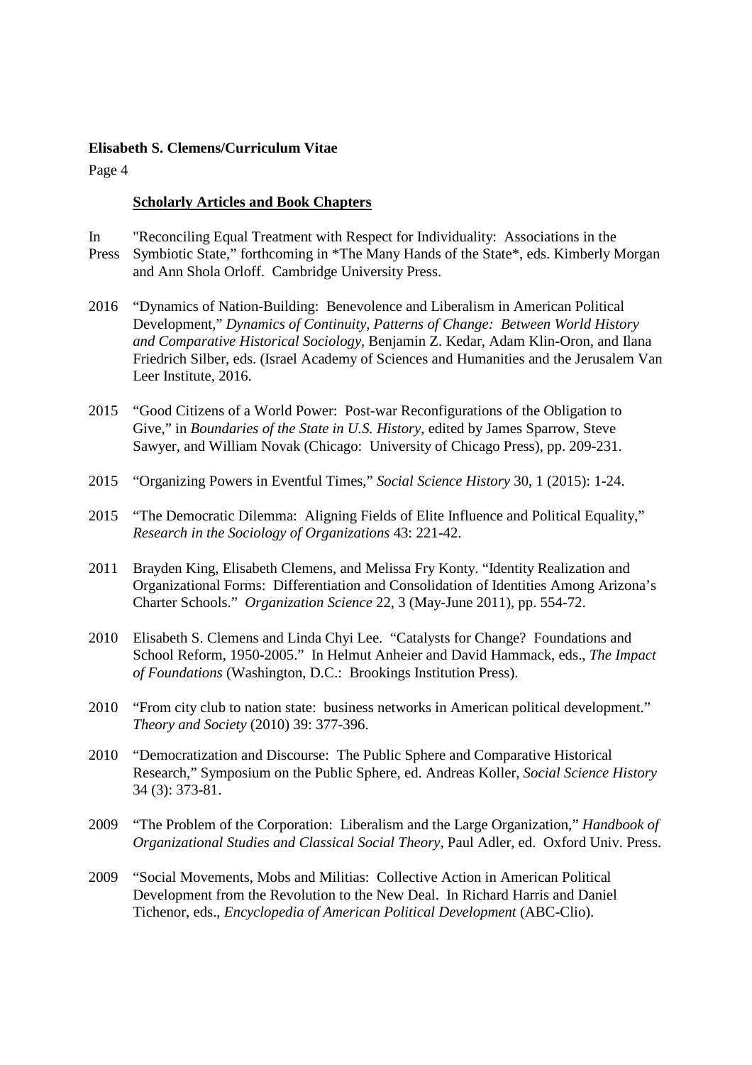### Scholarly Articles and Book Chapters

In Press "Reconciling Equal Treatment with Respect for Individuality: Associations in the Symbiotic State," forthcoming in *The Many Hands of the State*, eds. Kimberly Morgan and Ann Shola Orloff. Cambridge University Press.

2016 "Dynamics of Nation-Building: Benevolence and Liberalism in American Political Development," *Dynamics of Continuity, Patterns of Change: Between World History and Comparative Historical Sociology*, Benjamin Z. Kedar, Adam Klin-Oron, and Ilana Friedrich Silber, eds. (Israel Academy of Sciences and Humanities and the Jerusalem Van Leer Institute, 2016.

2015 "Good Citizens of a World Power: Post-war Reconfigurations of the Obligation to Give," in *Boundaries of the State in U.S. History,* edited by James Sparrow, Steve Sawyer, and William Novak (Chicago: University of Chicago Press), pp. 209-231.

2015 "Organizing Powers in Eventful Times," *Social Science History* 30, 1 (2015): 1-24.

2015 "The Democratic Dilemma: Aligning Fields of Elite Influence and Political Equality," *Research in the Sociology of Organizations* 43: 221-42.

2011 Brayden King, Elisabeth Clemens, and Melissa Fry Konty. "Identity Realization and Organizational Forms: Differentiation and Consolidation of Identities Among Arizona's Charter Schools." *Organization Science* 22, 3 (May-June 2011), pp. 554-72.

2010 Elisabeth S. Clemens and Linda Chyi Lee. "Catalysts for Change? Foundations and School Reform, 1950-2005." In Helmut Anheier and David Hammack, eds., *The Impact of Foundations* (Washington, D.C.: Brookings Institution Press).

2010 "From city club to nation state: business networks in American political development." *Theory and Society* (2010) 39: 377-396.

2010 "Democratization and Discourse: The Public Sphere and Comparative Historical Research," Symposium on the Public Sphere, ed. Andreas Koller, *Social Science History* 34 (3): 373-81.

2009 "The Problem of the Corporation: Liberalism and the Large Organization," *Handbook of Organizational Studies and Classical Social Theory*, Paul Adler, ed. Oxford Univ. Press.

2009 "Social Movements, Mobs and Militias: Collective Action in American Political Development from the Revolution to the New Deal. In Richard Harris and Daniel Tichenor, eds., *Encyclopedia of American Political Development* (ABC-Clio).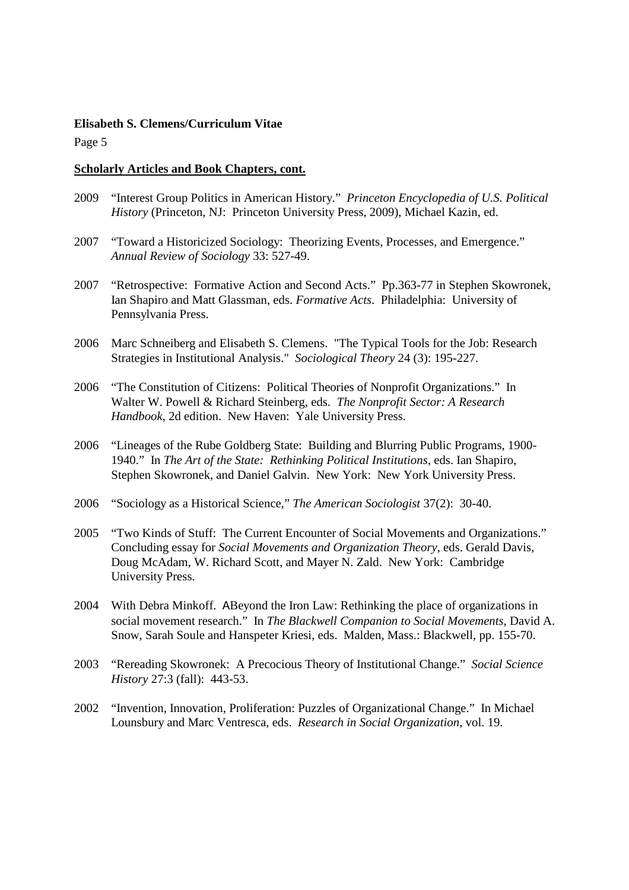## Scholarly Articles and Book Chapters, cont.

2009 "Interest Group Politics in American History." *Princeton Encyclopedia of U.S. Political History* (Princeton, NJ: Princeton University Press, 2009), Michael Kazin, ed.

2007 "Toward a Historicized Sociology: Theorizing Events, Processes, and Emergence." *Annual Review of Sociology* 33: 527-49.

2007 "Retrospective: Formative Action and Second Acts." Pp.363-77 in Stephen Skowronek, Ian Shapiro and Matt Glassman, eds. *Formative Acts*. Philadelphia: University of Pennsylvania Press.

2006 Marc Schneiberg and Elisabeth S. Clemens. "The Typical Tools for the Job: Research Strategies in Institutional Analysis." *Sociological Theory* 24 (3): 195-227.

2006 "The Constitution of Citizens: Political Theories of Nonprofit Organizations." In Walter W. Powell & Richard Steinberg, eds. *The Nonprofit Sector: A Research Handbook*, 2d edition. New Haven: Yale University Press.

2006 "Lineages of the Rube Goldberg State: Building and Blurring Public Programs, 1900-1940." In *The Art of the State: Rethinking Political Institutions*, eds. Ian Shapiro, Stephen Skowronek, and Daniel Galvin. New York: New York University Press.

2006 "Sociology as a Historical Science," *The American Sociologist* 37(2): 30-40.

2005 "Two Kinds of Stuff: The Current Encounter of Social Movements and Organizations." Concluding essay for *Social Movements and Organization Theory*, eds. Gerald Davis, Doug McAdam, W. Richard Scott, and Mayer N. Zald. New York: Cambridge University Press.

2004 With Debra Minkoff. ABeyond the Iron Law: Rethinking the place of organizations in social movement research." In *The Blackwell Companion to Social Movements*, David A. Snow, Sarah Soule and Hanspeter Kriesi, eds. Malden, Mass.: Blackwell, pp. 155-70.

2003 "Rereading Skowronek: A Precocious Theory of Institutional Change." *Social Science History* 27:3 (fall): 443-53.

2002 "Invention, Innovation, Proliferation: Puzzles of Organizational Change." In Michael Lounsbury and Marc Ventresca, eds. *Research in Social Organization*, vol. 19.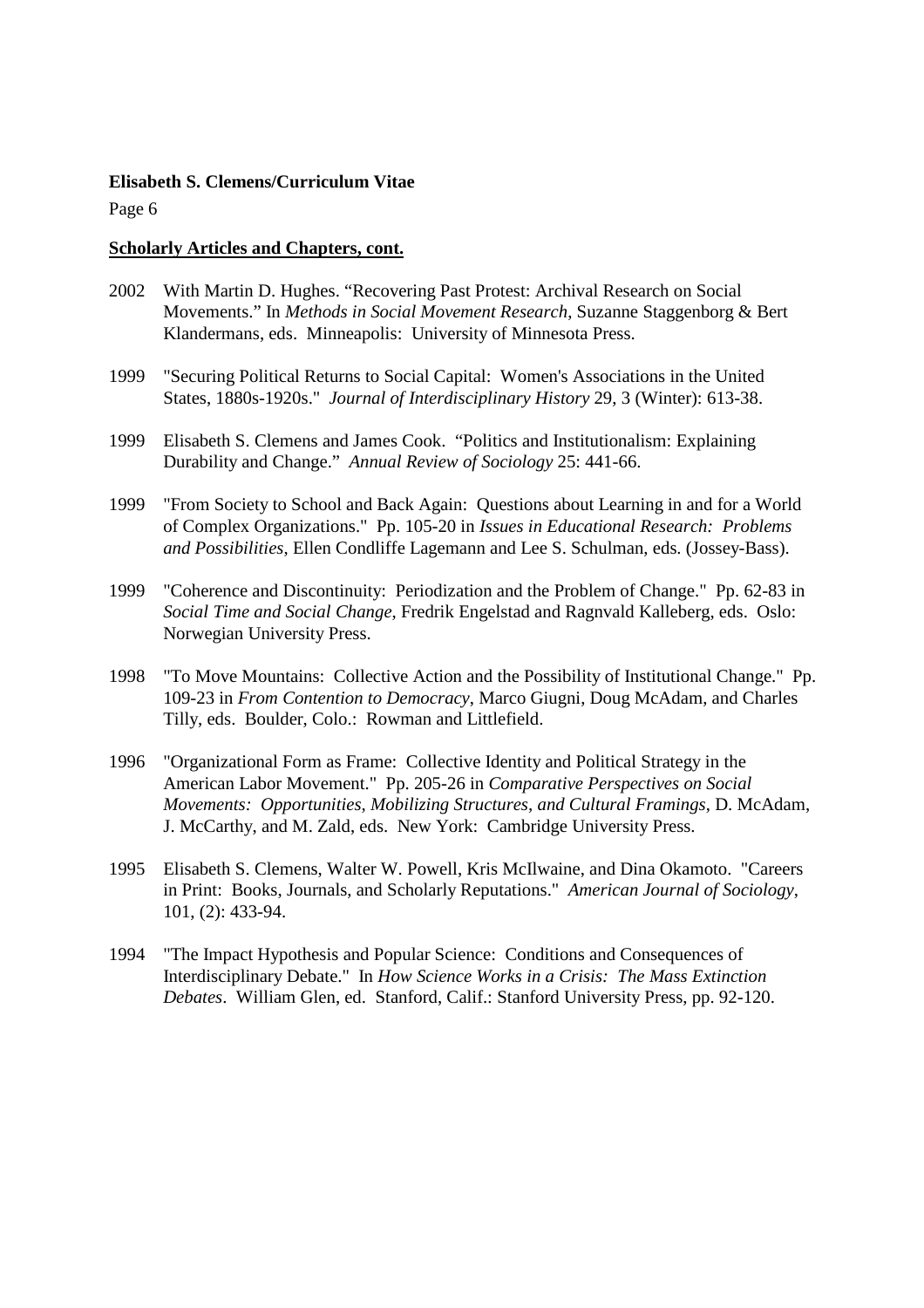**Scholarly Articles and Chapters, cont.**

2002 With Martin D. Hughes. "Recovering Past Protest: Archival Research on Social Movements." In *Methods in Social Movement Research*, Suzanne Staggenborg & Bert Klandermans, eds. Minneapolis: University of Minnesota Press.

1999 "Securing Political Returns to Social Capital: Women's Associations in the United States, 1880s-1920s." *Journal of Interdisciplinary History* 29, 3 (Winter): 613-38.

1999 Elisabeth S. Clemens and James Cook. "Politics and Institutionalism: Explaining Durability and Change." *Annual Review of Sociology* 25: 441-66.

1999 "From Society to School and Back Again: Questions about Learning in and for a World of Complex Organizations." Pp. 105-20 in *Issues in Educational Research: Problems and Possibilities*, Ellen Condliffe Lagemann and Lee S. Schulman, eds. (Jossey-Bass).

1999 "Coherence and Discontinuity: Periodization and the Problem of Change." Pp. 62-83 in *Social Time and Social Change*, Fredrik Engelstad and Ragnvald Kalleberg, eds. Oslo: Norwegian University Press.

1998 "To Move Mountains: Collective Action and the Possibility of Institutional Change." Pp. 109-23 in *From Contention to Democracy*, Marco Giugni, Doug McAdam, and Charles Tilly, eds. Boulder, Colo.: Rowman and Littlefield.

1996 "Organizational Form as Frame: Collective Identity and Political Strategy in the American Labor Movement." Pp. 205-26 in *Comparative Perspectives on Social Movements: Opportunities, Mobilizing Structures, and Cultural Framings*, D. McAdam, J. McCarthy, and M. Zald, eds. New York: Cambridge University Press.

1995 Elisabeth S. Clemens, Walter W. Powell, Kris McIlwaine, and Dina Okamoto. "Careers in Print: Books, Journals, and Scholarly Reputations." *American Journal of Sociology*, 101, (2): 433-94.

1994 "The Impact Hypothesis and Popular Science: Conditions and Consequences of Interdisciplinary Debate." In *How Science Works in a Crisis: The Mass Extinction Debates*. William Glen, ed. Stanford, Calif.: Stanford University Press, pp. 92-120.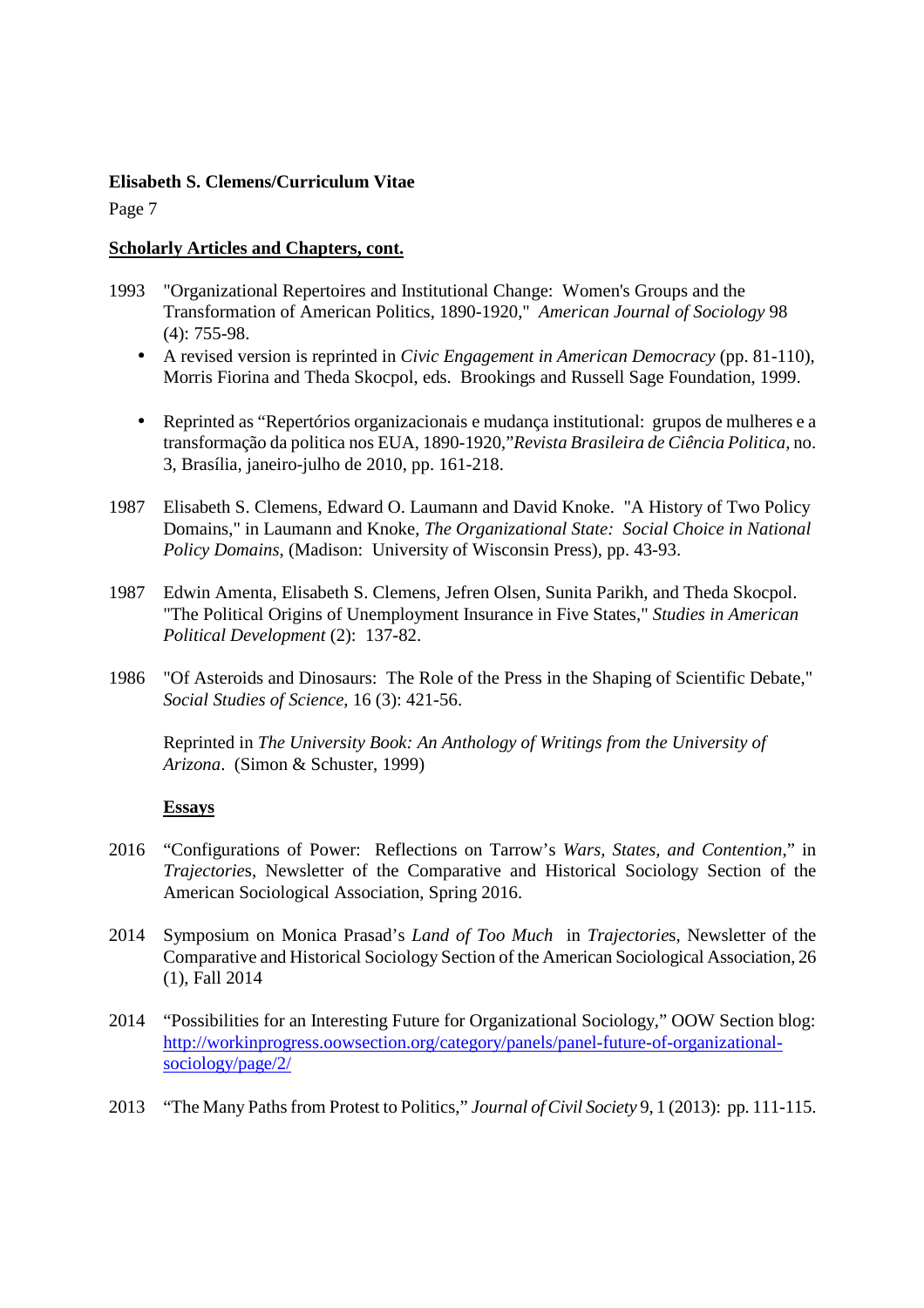**Scholarly Articles and Chapters, cont.**

1993 "Organizational Repertoires and Institutional Change: Women's Groups and the Transformation of American Politics, 1890-1920," *American Journal of Sociology* 98 (4): 755-98.

- A revised version is reprinted in *Civic Engagement in American Democracy* (pp. 81-110), Morris Fiorina and Theda Skocpol, eds. Brookings and Russell Sage Foundation, 1999.
- Reprinted as "Repertórios organizacionais e mudança institutional: grupos de mulheres e a transformação da politica nos EUA, 1890-1920,"*Revista Brasileira de Ciência Politica,* no. 3, Brasília, janeiro-julho de 2010, pp. 161-218.

1987 Elisabeth S. Clemens, Edward O. Laumann and David Knoke. "A History of Two Policy Domains," in Laumann and Knoke, *The Organizational State: Social Choice in National Policy Domains*, (Madison: University of Wisconsin Press), pp. 43-93.

1987 Edwin Amenta, Elisabeth S. Clemens, Jefren Olsen, Sunita Parikh, and Theda Skocpol. "The Political Origins of Unemployment Insurance in Five States," *Studies in American Political Development* (2): 137-82.

1986 "Of Asteroids and Dinosaurs: The Role of the Press in the Shaping of Scientific Debate," *Social Studies of Science*, 16 (3): 421-56.

Reprinted in *The University Book: An Anthology of Writings from the University of Arizona*. (Simon & Schuster, 1999)

**Essays**

2016 "Configurations of Power: Reflections on Tarrow's *Wars, States, and Contention*," in *Trajectories*, Newsletter of the Comparative and Historical Sociology Section of the American Sociological Association, Spring 2016.

2014 Symposium on Monica Prasad's *Land of Too Much* in *Trajectories*, Newsletter of the Comparative and Historical Sociology Section of the American Sociological Association, 26 (1), Fall 2014

2014 "Possibilities for an Interesting Future for Organizational Sociology," OOW Section blog: http://workinprogress.oowsection.org/category/panels/panel-future-of-organizational-sociology/page/2/

2013 "The Many Paths from Protest to Politics," *Journal of Civil Society* 9, 1 (2013): pp. 111-115.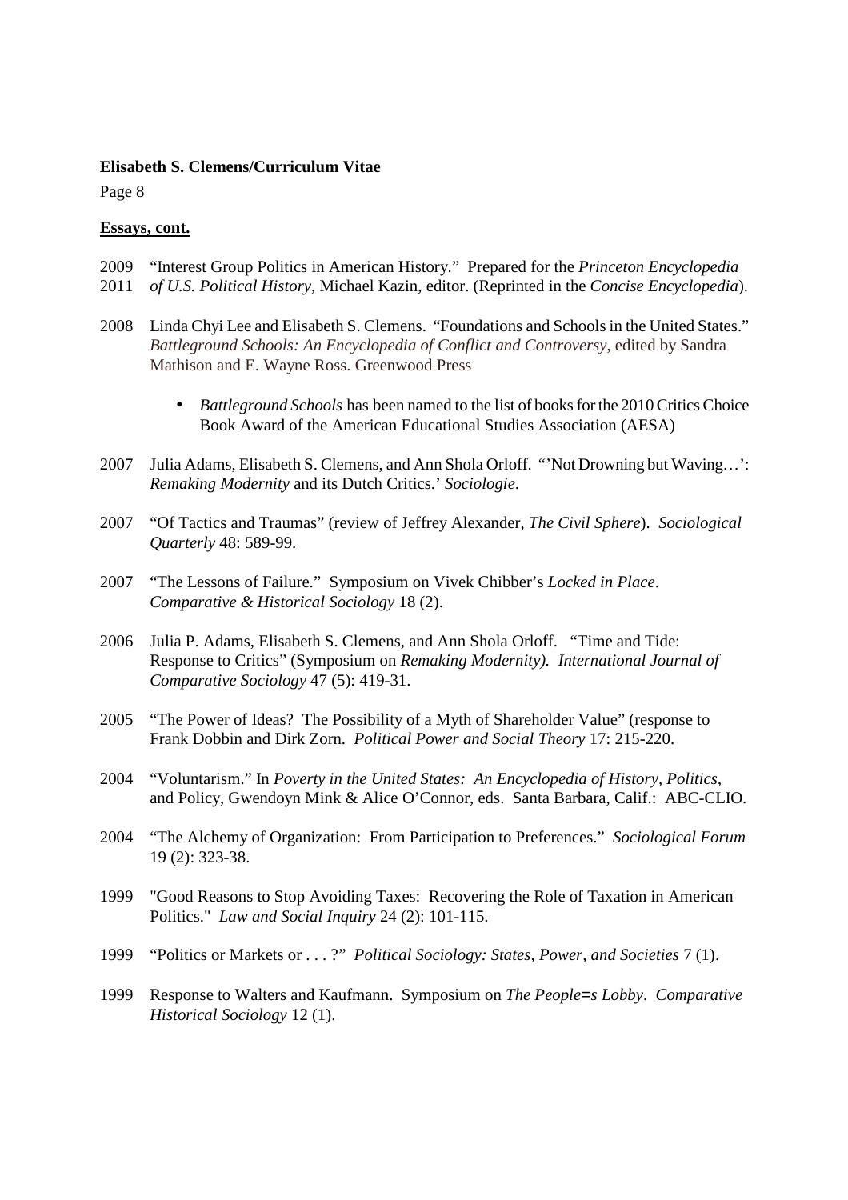**Essays, cont.**

2009 2011 "Interest Group Politics in American History." Prepared for the *Princeton Encyclopedia of U.S. Political History*, Michael Kazin, editor. (Reprinted in the *Concise Encyclopedia*).

2008 Linda Chyi Lee and Elisabeth S. Clemens. "Foundations and Schools in the United States." *Battleground Schools: An Encyclopedia of Conflict and Controversy*, edited by Sandra Mathison and E. Wayne Ross. Greenwood Press

- *Battleground Schools* has been named to the list of books for the 2010 Critics Choice Book Award of the American Educational Studies Association (AESA)

2007 Julia Adams, Elisabeth S. Clemens, and Ann Shola Orloff. "'Not Drowning but Waving…': *Remaking Modernity* and its Dutch Critics.' *Sociologie*.

2007 "Of Tactics and Traumas" (review of Jeffrey Alexander, *The Civil Sphere*). *Sociological Quarterly* 48: 589-99.

2007 "The Lessons of Failure." Symposium on Vivek Chibber's *Locked in Place*. *Comparative & Historical Sociology* 18 (2).

2006 Julia P. Adams, Elisabeth S. Clemens, and Ann Shola Orloff. "Time and Tide: Response to Critics" (Symposium on *Remaking Modernity). International Journal of Comparative Sociology* 47 (5): 419-31.

2005 "The Power of Ideas? The Possibility of a Myth of Shareholder Value" (response to Frank Dobbin and Dirk Zorn. *Political Power and Social Theory* 17: 215-220.

2004 "Voluntarism." In *Poverty in the United States: An Encyclopedia of History, Politics*, and Policy, Gwendoyn Mink & Alice O'Connor, eds. Santa Barbara, Calif.: ABC-CLIO.

2004 "The Alchemy of Organization: From Participation to Preferences." *Sociological Forum* 19 (2): 323-38.

1999 "Good Reasons to Stop Avoiding Taxes: Recovering the Role of Taxation in American Politics." *Law and Social Inquiry* 24 (2): 101-115.

1999 "Politics or Markets or . . . ?" *Political Sociology: States, Power, and Societies* 7 (1).

1999 Response to Walters and Kaufmann. Symposium on *The People=s Lobby*. *Comparative Historical Sociology* 12 (1).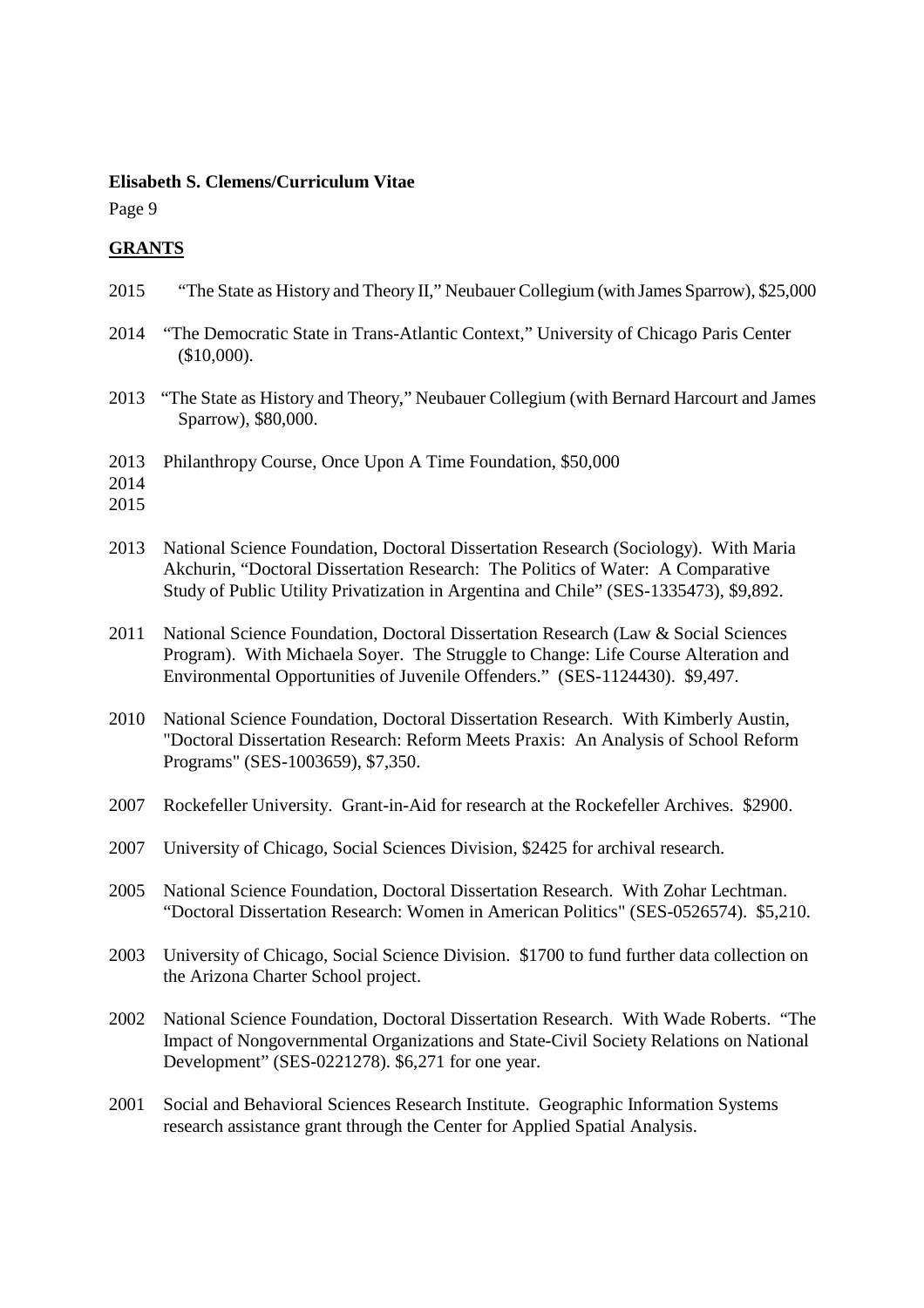## GRANTS

2015 "The State as History and Theory II," Neubauer Collegium (with James Sparrow), $25,000

2014 "The Democratic State in Trans-Atlantic Context," University of Chicago Paris Center ($10,000).

2013 "The State as History and Theory," Neubauer Collegium (with Bernard Harcourt and James Sparrow), $80,000.

2013
2014
2015 Philanthropy Course, Once Upon A Time Foundation, $50,000

2013 National Science Foundation, Doctoral Dissertation Research (Sociology). With Maria Akchurin, "Doctoral Dissertation Research: The Politics of Water: A Comparative Study of Public Utility Privatization in Argentina and Chile" (SES-1335473), $9,892.

2011 National Science Foundation, Doctoral Dissertation Research (Law & Social Sciences Program). With Michaela Soyer. The Struggle to Change: Life Course Alteration and Environmental Opportunities of Juvenile Offenders." (SES-1124430). $9,497.

2010 National Science Foundation, Doctoral Dissertation Research. With Kimberly Austin, "Doctoral Dissertation Research: Reform Meets Praxis: An Analysis of School Reform Programs" (SES-1003659), $7,350.

2007 Rockefeller University. Grant-in-Aid for research at the Rockefeller Archives. $2900.

2007 University of Chicago, Social Sciences Division, $2425 for archival research.

2005 National Science Foundation, Doctoral Dissertation Research. With Zohar Lechtman. "Doctoral Dissertation Research: Women in American Politics" (SES-0526574). $5,210.

2003 University of Chicago, Social Science Division. $1700 to fund further data collection on the Arizona Charter School project.

2002 National Science Foundation, Doctoral Dissertation Research. With Wade Roberts. "The Impact of Nongovernmental Organizations and State-Civil Society Relations on National Development" (SES-0221278). $6,271 for one year.

2001 Social and Behavioral Sciences Research Institute. Geographic Information Systems research assistance grant through the Center for Applied Spatial Analysis.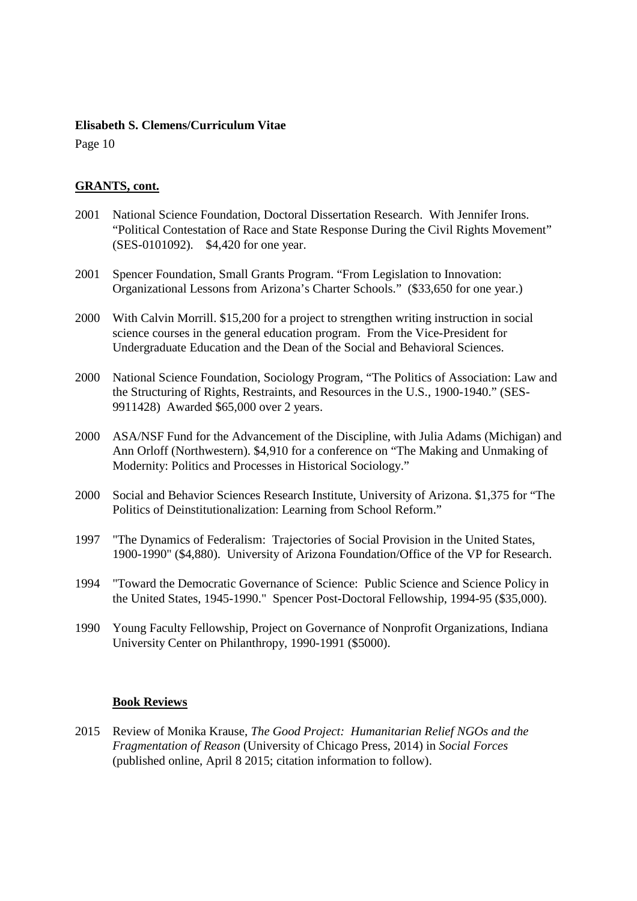## GRANTS, cont.

2001 National Science Foundation, Doctoral Dissertation Research. With Jennifer Irons. "Political Contestation of Race and State Response During the Civil Rights Movement" (SES-0101092). $4,420 for one year.

2001 Spencer Foundation, Small Grants Program. "From Legislation to Innovation: Organizational Lessons from Arizona's Charter Schools." ($33,650 for one year.)

2000 With Calvin Morrill. $15,200 for a project to strengthen writing instruction in social science courses in the general education program. From the Vice-President for Undergraduate Education and the Dean of the Social and Behavioral Sciences.

2000 National Science Foundation, Sociology Program, "The Politics of Association: Law and the Structuring of Rights, Restraints, and Resources in the U.S., 1900-1940." (SES-9911428) Awarded $65,000 over 2 years.

2000 ASA/NSF Fund for the Advancement of the Discipline, with Julia Adams (Michigan) and Ann Orloff (Northwestern). $4,910 for a conference on "The Making and Unmaking of Modernity: Politics and Processes in Historical Sociology."

2000 Social and Behavior Sciences Research Institute, University of Arizona. $1,375 for "The Politics of Deinstitutionalization: Learning from School Reform."

1997 "The Dynamics of Federalism: Trajectories of Social Provision in the United States, 1900-1990" ($4,880). University of Arizona Foundation/Office of the VP for Research.

1994 "Toward the Democratic Governance of Science: Public Science and Science Policy in the United States, 1945-1990." Spencer Post-Doctoral Fellowship, 1994-95 ($35,000).

1990 Young Faculty Fellowship, Project on Governance of Nonprofit Organizations, Indiana University Center on Philanthropy, 1990-1991 ($5000).

## Book Reviews

2015 Review of Monika Krause, *The Good Project: Humanitarian Relief NGOs and the Fragmentation of Reason* (University of Chicago Press, 2014) in *Social Forces* (published online, April 8 2015; citation information to follow).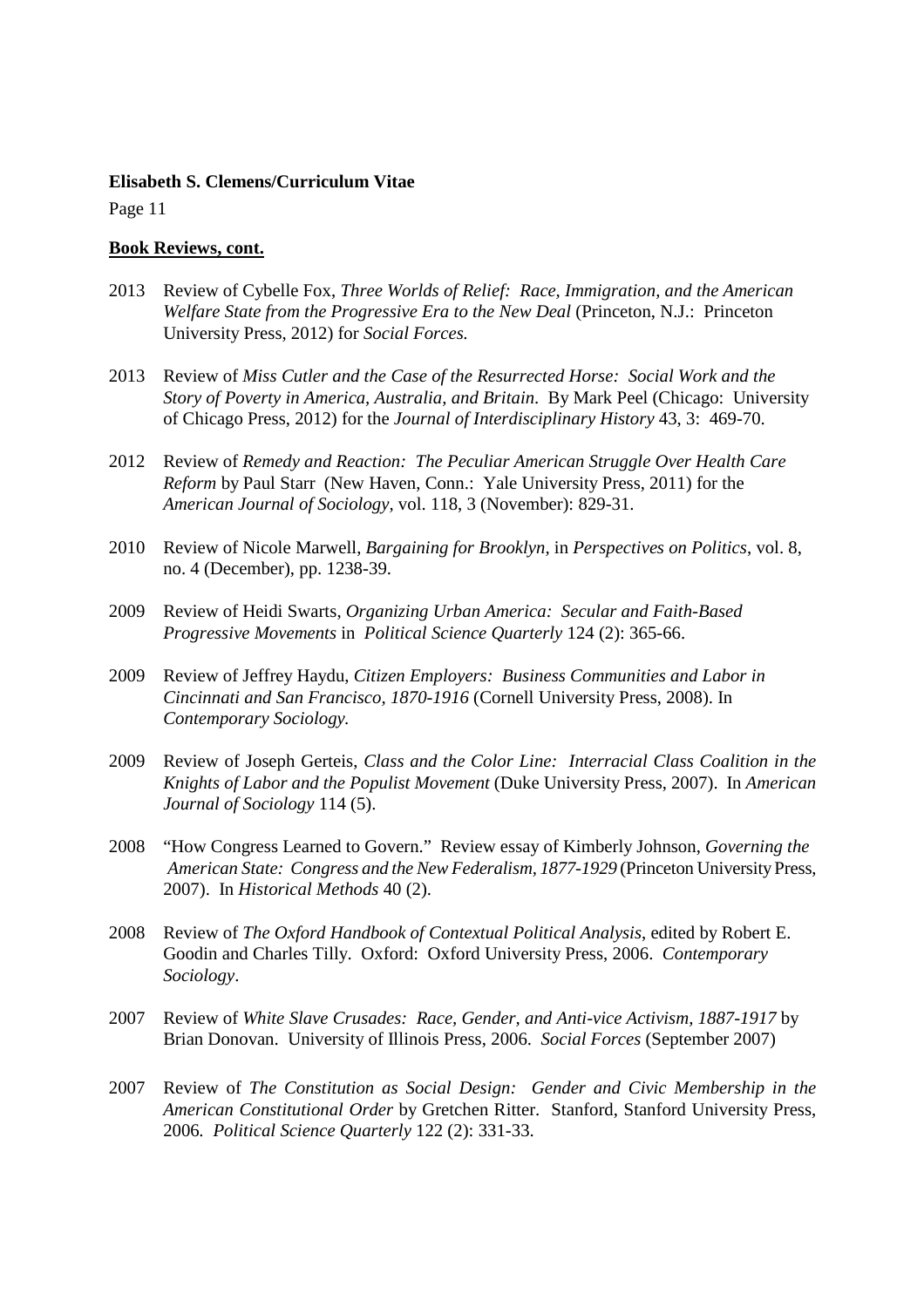**Book Reviews, cont.**

2013 Review of Cybelle Fox, *Three Worlds of Relief: Race, Immigration, and the American Welfare State from the Progressive Era to the New Deal* (Princeton, N.J.: Princeton University Press, 2012) for *Social Forces.*

2013 Review of *Miss Cutler and the Case of the Resurrected Horse: Social Work and the Story of Poverty in America, Australia, and Britain*. By Mark Peel (Chicago: University of Chicago Press, 2012) for the *Journal of Interdisciplinary History* 43, 3: 469-70.

2012 Review of *Remedy and Reaction: The Peculiar American Struggle Over Health Care Reform* by Paul Starr (New Haven, Conn.: Yale University Press, 2011) for the *American Journal of Sociology*, vol. 118, 3 (November): 829-31.

2010 Review of Nicole Marwell, *Bargaining for Brooklyn*, in *Perspectives on Politics*, vol. 8, no. 4 (December), pp. 1238-39.

2009 Review of Heidi Swarts, *Organizing Urban America: Secular and Faith-Based Progressive Movements* in *Political Science Quarterly* 124 (2): 365-66.

2009 Review of Jeffrey Haydu, *Citizen Employers: Business Communities and Labor in Cincinnati and San Francisco, 1870-1916* (Cornell University Press, 2008). In *Contemporary Sociology.*

2009 Review of Joseph Gerteis, *Class and the Color Line: Interracial Class Coalition in the Knights of Labor and the Populist Movement* (Duke University Press, 2007). In *American Journal of Sociology* 114 (5).

2008 "How Congress Learned to Govern." Review essay of Kimberly Johnson, *Governing the American State: Congress and the New Federalism, 1877-1929* (Princeton University Press, 2007). In *Historical Methods* 40 (2).

2008 Review of *The Oxford Handbook of Contextual Political Analysis*, edited by Robert E. Goodin and Charles Tilly. Oxford: Oxford University Press, 2006. *Contemporary Sociology*.

2007 Review of *White Slave Crusades: Race, Gender, and Anti-vice Activism, 1887-1917* by Brian Donovan. University of Illinois Press, 2006. *Social Forces* (September 2007)

2007 Review of *The Constitution as Social Design: Gender and Civic Membership in the American Constitutional Order* by Gretchen Ritter. Stanford, Stanford University Press, 2006. *Political Science Quarterly* 122 (2): 331-33.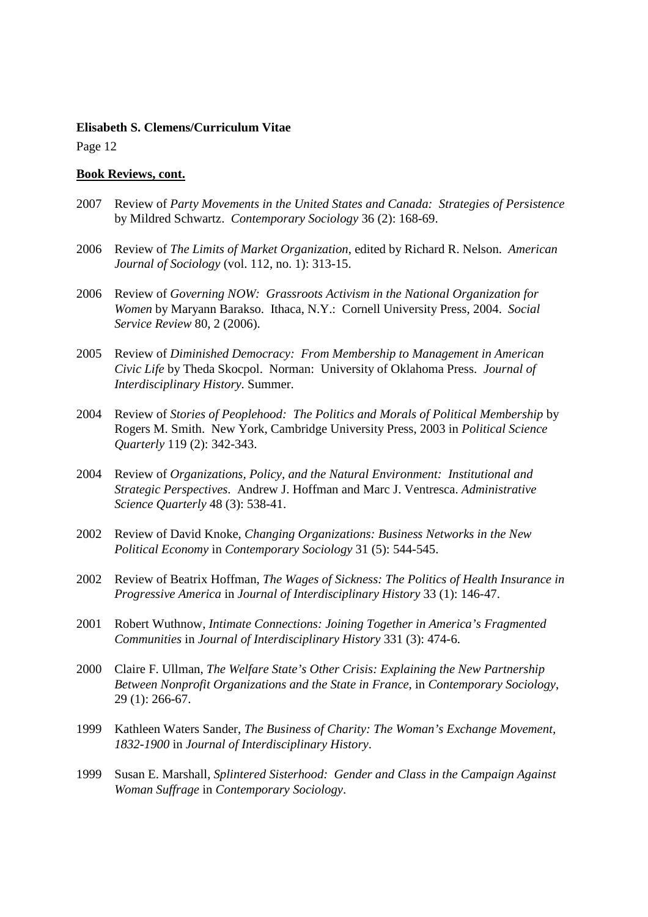**Book Reviews, cont.**

2007 Review of *Party Movements in the United States and Canada: Strategies of Persistence* by Mildred Schwartz. *Contemporary Sociology* 36 (2): 168-69.

2006 Review of *The Limits of Market Organization*, edited by Richard R. Nelson. *American Journal of Sociology* (vol. 112, no. 1): 313-15.

2006 Review of *Governing NOW: Grassroots Activism in the National Organization for Women* by Maryann Barakso. Ithaca, N.Y.: Cornell University Press, 2004. *Social Service Review* 80, 2 (2006).

2005 Review of *Diminished Democracy: From Membership to Management in American Civic Life* by Theda Skocpol. Norman: University of Oklahoma Press. *Journal of Interdisciplinary History*. Summer.

2004 Review of *Stories of Peoplehood: The Politics and Morals of Political Membership* by Rogers M. Smith. New York, Cambridge University Press, 2003 in *Political Science Quarterly* 119 (2): 342-343.

2004 Review of *Organizations, Policy, and the Natural Environment: Institutional and Strategic Perspectives*. Andrew J. Hoffman and Marc J. Ventresca. *Administrative Science Quarterly* 48 (3): 538-41.

2002 Review of David Knoke, *Changing Organizations: Business Networks in the New Political Economy* in *Contemporary Sociology* 31 (5): 544-545.

2002 Review of Beatrix Hoffman, *The Wages of Sickness: The Politics of Health Insurance in Progressive America* in *Journal of Interdisciplinary History* 33 (1): 146-47.

2001 Robert Wuthnow, *Intimate Connections: Joining Together in America's Fragmented Communities* in *Journal of Interdisciplinary History* 331 (3): 474-6.

2000 Claire F. Ullman, *The Welfare State's Other Crisis: Explaining the New Partnership Between Nonprofit Organizations and the State in France*, in *Contemporary Sociology*, 29 (1): 266-67.

1999 Kathleen Waters Sander, *The Business of Charity: The Woman's Exchange Movement, 1832-1900* in *Journal of Interdisciplinary History*.

1999 Susan E. Marshall, *Splintered Sisterhood: Gender and Class in the Campaign Against Woman Suffrage* in *Contemporary Sociology*.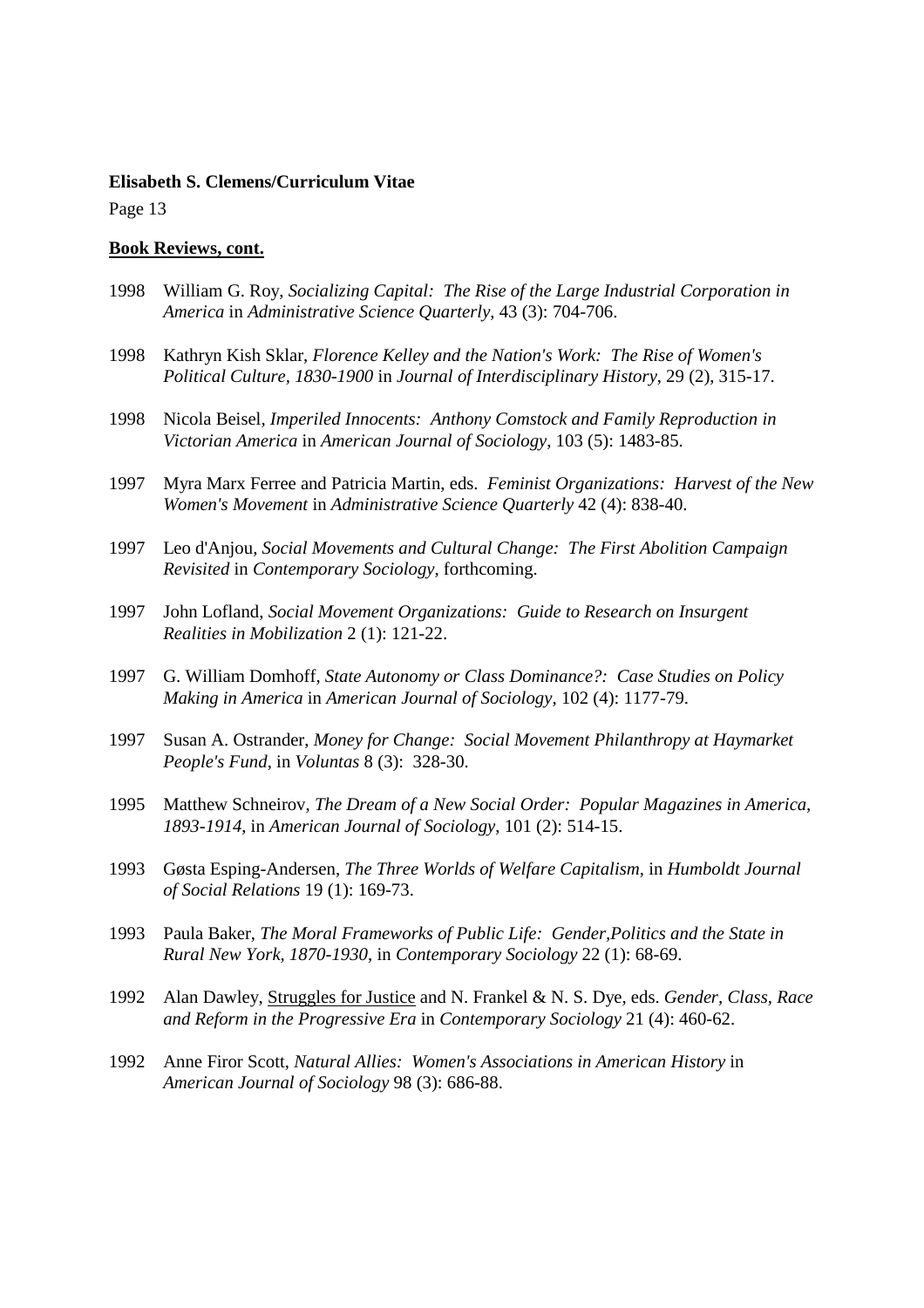**Book Reviews, cont.**

1998 William G. Roy, *Socializing Capital: The Rise of the Large Industrial Corporation in America* in *Administrative Science Quarterly*, 43 (3): 704-706.

1998 Kathryn Kish Sklar, *Florence Kelley and the Nation's Work: The Rise of Women's Political Culture, 1830-1900* in *Journal of Interdisciplinary History*, 29 (2), 315-17.

1998 Nicola Beisel, *Imperiled Innocents: Anthony Comstock and Family Reproduction in Victorian America* in *American Journal of Sociology*, 103 (5): 1483-85.

1997 Myra Marx Ferree and Patricia Martin, eds. *Feminist Organizations: Harvest of the New Women's Movement* in *Administrative Science Quarterly* 42 (4): 838-40.

1997 Leo d'Anjou, *Social Movements and Cultural Change: The First Abolition Campaign Revisited* in *Contemporary Sociology*, forthcoming.

1997 John Lofland, *Social Movement Organizations: Guide to Research on Insurgent Realities in Mobilization* 2 (1): 121-22.

1997 G. William Domhoff, *State Autonomy or Class Dominance?: Case Studies on Policy Making in America* in *American Journal of Sociology*, 102 (4): 1177-79.

1997 Susan A. Ostrander, *Money for Change: Social Movement Philanthropy at Haymarket People's Fund*, in *Voluntas* 8 (3): 328-30.

1995 Matthew Schneirov, *The Dream of a New Social Order: Popular Magazines in America, 1893-1914*, in *American Journal of Sociology*, 101 (2): 514-15.

1993 Gøsta Esping-Andersen, *The Three Worlds of Welfare Capitalism*, in *Humboldt Journal of Social Relations* 19 (1): 169-73.

1993 Paula Baker, *The Moral Frameworks of Public Life: Gender,Politics and the State in Rural New York, 1870-1930*, in *Contemporary Sociology* 22 (1): 68-69.

1992 Alan Dawley, Struggles for Justice and N. Frankel & N. S. Dye, eds. *Gender, Class, Race and Reform in the Progressive Era* in *Contemporary Sociology* 21 (4): 460-62.

1992 Anne Firor Scott, *Natural Allies: Women's Associations in American History* in *American Journal of Sociology* 98 (3): 686-88.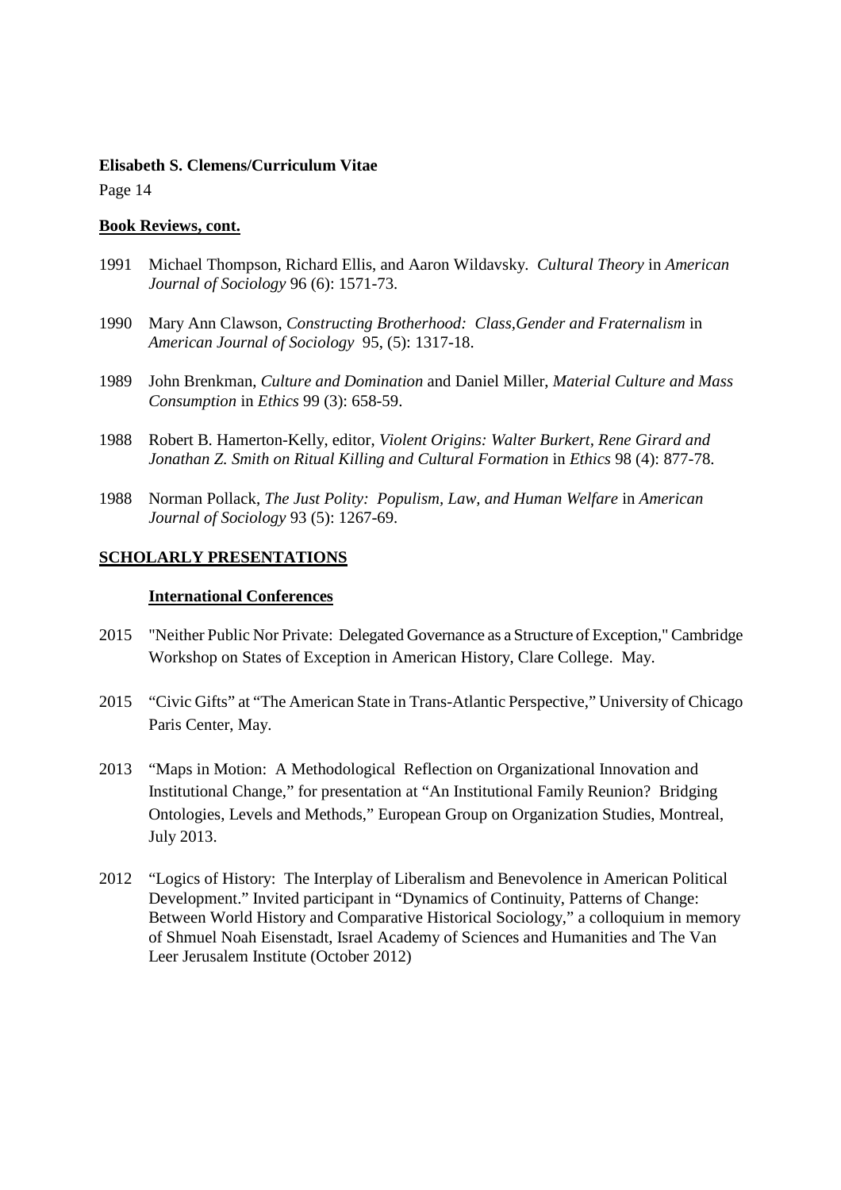**Book Reviews, cont.**

1991 Michael Thompson, Richard Ellis, and Aaron Wildavsky. *Cultural Theory* in *American Journal of Sociology* 96 (6): 1571-73.

1990 Mary Ann Clawson, *Constructing Brotherhood: Class,Gender and Fraternalism* in *American Journal of Sociology* 95, (5): 1317-18.

1989 John Brenkman, *Culture and Domination* and Daniel Miller, *Material Culture and Mass Consumption* in *Ethics* 99 (3): 658-59.

1988 Robert B. Hamerton-Kelly, editor, *Violent Origins: Walter Burkert, Rene Girard and Jonathan Z. Smith on Ritual Killing and Cultural Formation* in *Ethics* 98 (4): 877-78.

1988 Norman Pollack, *The Just Polity: Populism, Law, and Human Welfare* in *American Journal of Sociology* 93 (5): 1267-69.

## SCHOLARLY PRESENTATIONS

### International Conferences

2015 "Neither Public Nor Private: Delegated Governance as a Structure of Exception," Cambridge Workshop on States of Exception in American History, Clare College. May.

2015 "Civic Gifts" at "The American State in Trans-Atlantic Perspective," University of Chicago Paris Center, May.

2013 "Maps in Motion: A Methodological Reflection on Organizational Innovation and Institutional Change," for presentation at "An Institutional Family Reunion? Bridging Ontologies, Levels and Methods," European Group on Organization Studies, Montreal, July 2013.

2012 "Logics of History: The Interplay of Liberalism and Benevolence in American Political Development." Invited participant in "Dynamics of Continuity, Patterns of Change: Between World History and Comparative Historical Sociology," a colloquium in memory of Shmuel Noah Eisenstadt, Israel Academy of Sciences and Humanities and The Van Leer Jerusalem Institute (October 2012)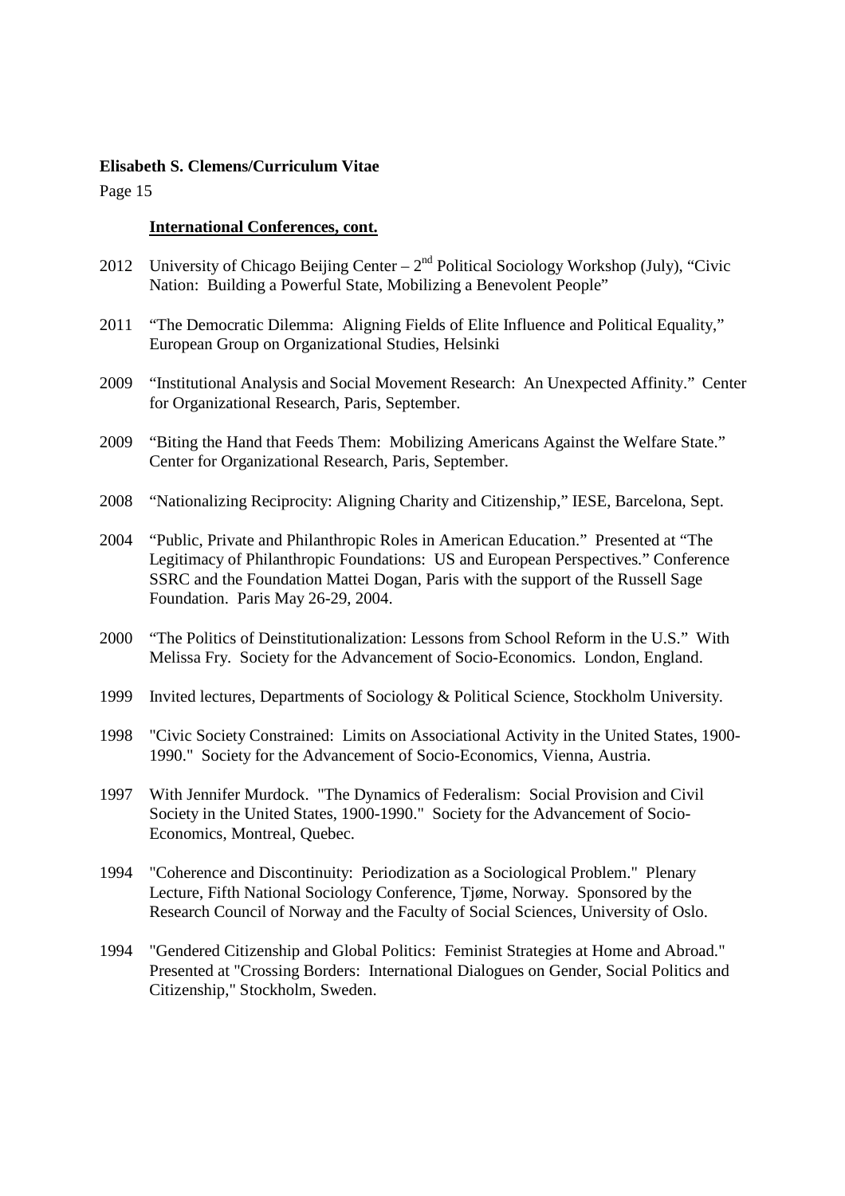### International Conferences, cont.

2012 University of Chicago Beijing Center – 2nd Political Sociology Workshop (July), "Civic Nation: Building a Powerful State, Mobilizing a Benevolent People"

2011 "The Democratic Dilemma: Aligning Fields of Elite Influence and Political Equality," European Group on Organizational Studies, Helsinki

2009 "Institutional Analysis and Social Movement Research: An Unexpected Affinity." Center for Organizational Research, Paris, September.

2009 "Biting the Hand that Feeds Them: Mobilizing Americans Against the Welfare State." Center for Organizational Research, Paris, September.

2008 "Nationalizing Reciprocity: Aligning Charity and Citizenship," IESE, Barcelona, Sept.

2004 "Public, Private and Philanthropic Roles in American Education." Presented at "The Legitimacy of Philanthropic Foundations: US and European Perspectives." Conference SSRC and the Foundation Mattei Dogan, Paris with the support of the Russell Sage Foundation. Paris May 26-29, 2004.

2000 "The Politics of Deinstitutionalization: Lessons from School Reform in the U.S." With Melissa Fry. Society for the Advancement of Socio-Economics. London, England.

1999 Invited lectures, Departments of Sociology & Political Science, Stockholm University.

1998 "Civic Society Constrained: Limits on Associational Activity in the United States, 1900-1990." Society for the Advancement of Socio-Economics, Vienna, Austria.

1997 With Jennifer Murdock. "The Dynamics of Federalism: Social Provision and Civil Society in the United States, 1900-1990." Society for the Advancement of Socio-Economics, Montreal, Quebec.

1994 "Coherence and Discontinuity: Periodization as a Sociological Problem." Plenary Lecture, Fifth National Sociology Conference, Tjøme, Norway. Sponsored by the Research Council of Norway and the Faculty of Social Sciences, University of Oslo.

1994 "Gendered Citizenship and Global Politics: Feminist Strategies at Home and Abroad." Presented at "Crossing Borders: International Dialogues on Gender, Social Politics and Citizenship," Stockholm, Sweden.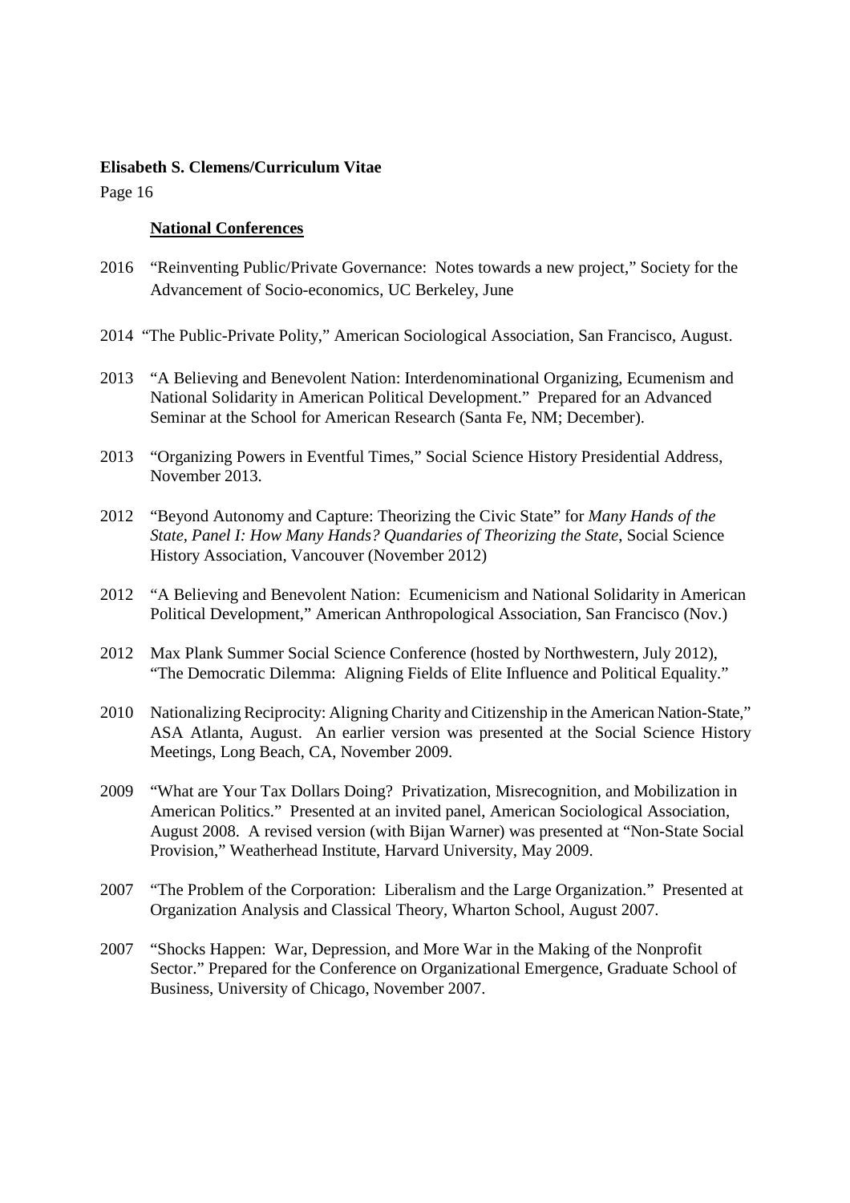### National Conferences

2016 "Reinventing Public/Private Governance: Notes towards a new project," Society for the Advancement of Socio-economics, UC Berkeley, June

2014 "The Public-Private Polity," American Sociological Association, San Francisco, August.

2013 "A Believing and Benevolent Nation: Interdenominational Organizing, Ecumenism and National Solidarity in American Political Development." Prepared for an Advanced Seminar at the School for American Research (Santa Fe, NM; December).

2013 "Organizing Powers in Eventful Times," Social Science History Presidential Address, November 2013.

2012 "Beyond Autonomy and Capture: Theorizing the Civic State" for *Many Hands of the State, Panel I: How Many Hands? Quandaries of Theorizing the State*, Social Science History Association, Vancouver (November 2012)

2012 "A Believing and Benevolent Nation: Ecumenicism and National Solidarity in American Political Development," American Anthropological Association, San Francisco (Nov.)

2012 Max Plank Summer Social Science Conference (hosted by Northwestern, July 2012), "The Democratic Dilemma: Aligning Fields of Elite Influence and Political Equality."

2010 Nationalizing Reciprocity: Aligning Charity and Citizenship in the American Nation-State," ASA Atlanta, August. An earlier version was presented at the Social Science History Meetings, Long Beach, CA, November 2009.

2009 "What are Your Tax Dollars Doing? Privatization, Misrecognition, and Mobilization in American Politics." Presented at an invited panel, American Sociological Association, August 2008. A revised version (with Bijan Warner) was presented at "Non-State Social Provision," Weatherhead Institute, Harvard University, May 2009.

2007 "The Problem of the Corporation: Liberalism and the Large Organization." Presented at Organization Analysis and Classical Theory, Wharton School, August 2007.

2007 "Shocks Happen: War, Depression, and More War in the Making of the Nonprofit Sector." Prepared for the Conference on Organizational Emergence, Graduate School of Business, University of Chicago, November 2007.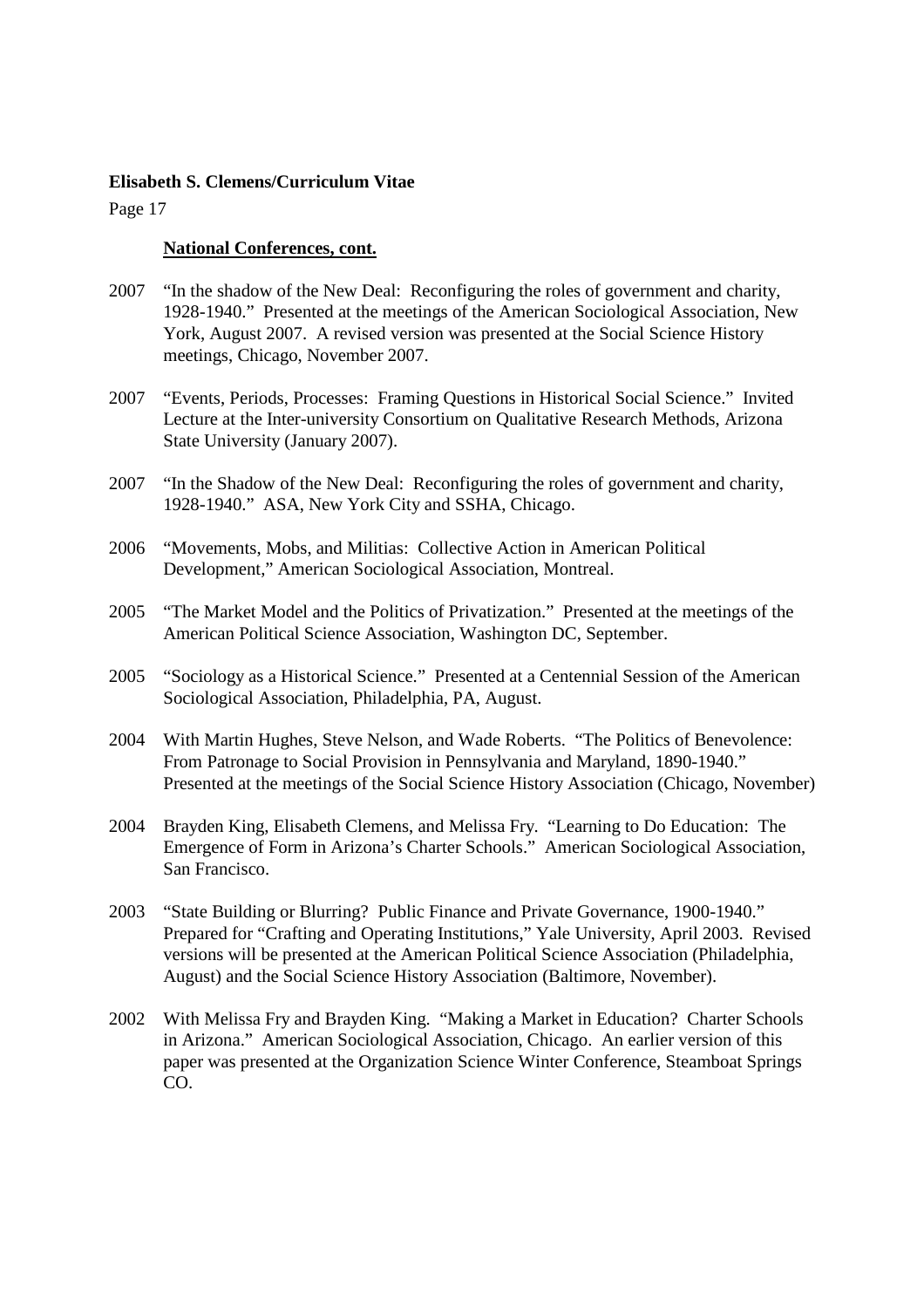### National Conferences, cont.

2007 "In the shadow of the New Deal: Reconfiguring the roles of government and charity, 1928-1940." Presented at the meetings of the American Sociological Association, New York, August 2007. A revised version was presented at the Social Science History meetings, Chicago, November 2007.

2007 "Events, Periods, Processes: Framing Questions in Historical Social Science." Invited Lecture at the Inter-university Consortium on Qualitative Research Methods, Arizona State University (January 2007).

2007 "In the Shadow of the New Deal: Reconfiguring the roles of government and charity, 1928-1940." ASA, New York City and SSHA, Chicago.

2006 "Movements, Mobs, and Militias: Collective Action in American Political Development," American Sociological Association, Montreal.

2005 "The Market Model and the Politics of Privatization." Presented at the meetings of the American Political Science Association, Washington DC, September.

2005 "Sociology as a Historical Science." Presented at a Centennial Session of the American Sociological Association, Philadelphia, PA, August.

2004 With Martin Hughes, Steve Nelson, and Wade Roberts. "The Politics of Benevolence: From Patronage to Social Provision in Pennsylvania and Maryland, 1890-1940." Presented at the meetings of the Social Science History Association (Chicago, November)

2004 Brayden King, Elisabeth Clemens, and Melissa Fry. "Learning to Do Education: The Emergence of Form in Arizona's Charter Schools." American Sociological Association, San Francisco.

2003 "State Building or Blurring? Public Finance and Private Governance, 1900-1940." Prepared for "Crafting and Operating Institutions," Yale University, April 2003. Revised versions will be presented at the American Political Science Association (Philadelphia, August) and the Social Science History Association (Baltimore, November).

2002 With Melissa Fry and Brayden King. "Making a Market in Education? Charter Schools in Arizona." American Sociological Association, Chicago. An earlier version of this paper was presented at the Organization Science Winter Conference, Steamboat Springs CO.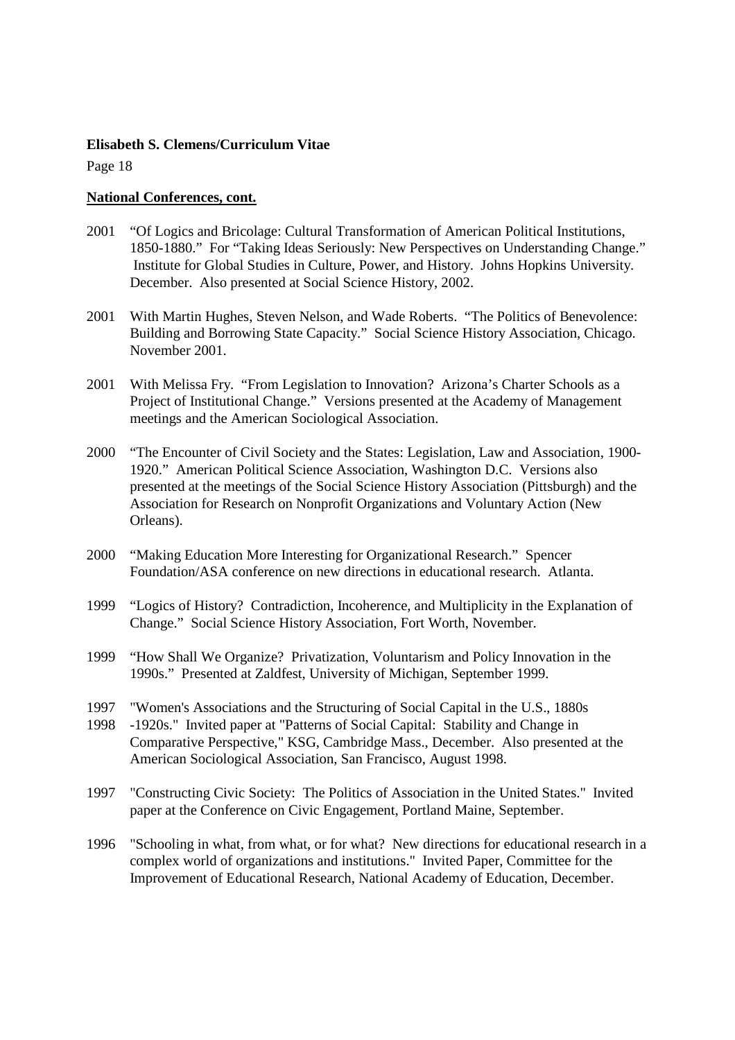## National Conferences, cont.

2001 "Of Logics and Bricolage: Cultural Transformation of American Political Institutions, 1850-1880." For "Taking Ideas Seriously: New Perspectives on Understanding Change." Institute for Global Studies in Culture, Power, and History. Johns Hopkins University. December. Also presented at Social Science History, 2002.

2001 With Martin Hughes, Steven Nelson, and Wade Roberts. "The Politics of Benevolence: Building and Borrowing State Capacity." Social Science History Association, Chicago. November 2001.

2001 With Melissa Fry. "From Legislation to Innovation? Arizona's Charter Schools as a Project of Institutional Change." Versions presented at the Academy of Management meetings and the American Sociological Association.

2000 "The Encounter of Civil Society and the States: Legislation, Law and Association, 1900-1920." American Political Science Association, Washington D.C. Versions also presented at the meetings of the Social Science History Association (Pittsburgh) and the Association for Research on Nonprofit Organizations and Voluntary Action (New Orleans).

2000 "Making Education More Interesting for Organizational Research." Spencer Foundation/ASA conference on new directions in educational research. Atlanta.

1999 "Logics of History? Contradiction, Incoherence, and Multiplicity in the Explanation of Change." Social Science History Association, Fort Worth, November.

1999 "How Shall We Organize? Privatization, Voluntarism and Policy Innovation in the 1990s." Presented at Zaldfest, University of Michigan, September 1999.

1997 "Women's Associations and the Structuring of Social Capital in the U.S., 1880s
1998 -1920s." Invited paper at "Patterns of Social Capital: Stability and Change in Comparative Perspective," KSG, Cambridge Mass., December. Also presented at the American Sociological Association, San Francisco, August 1998.

1997 "Constructing Civic Society: The Politics of Association in the United States." Invited paper at the Conference on Civic Engagement, Portland Maine, September.

1996 "Schooling in what, from what, or for what? New directions for educational research in a complex world of organizations and institutions." Invited Paper, Committee for the Improvement of Educational Research, National Academy of Education, December.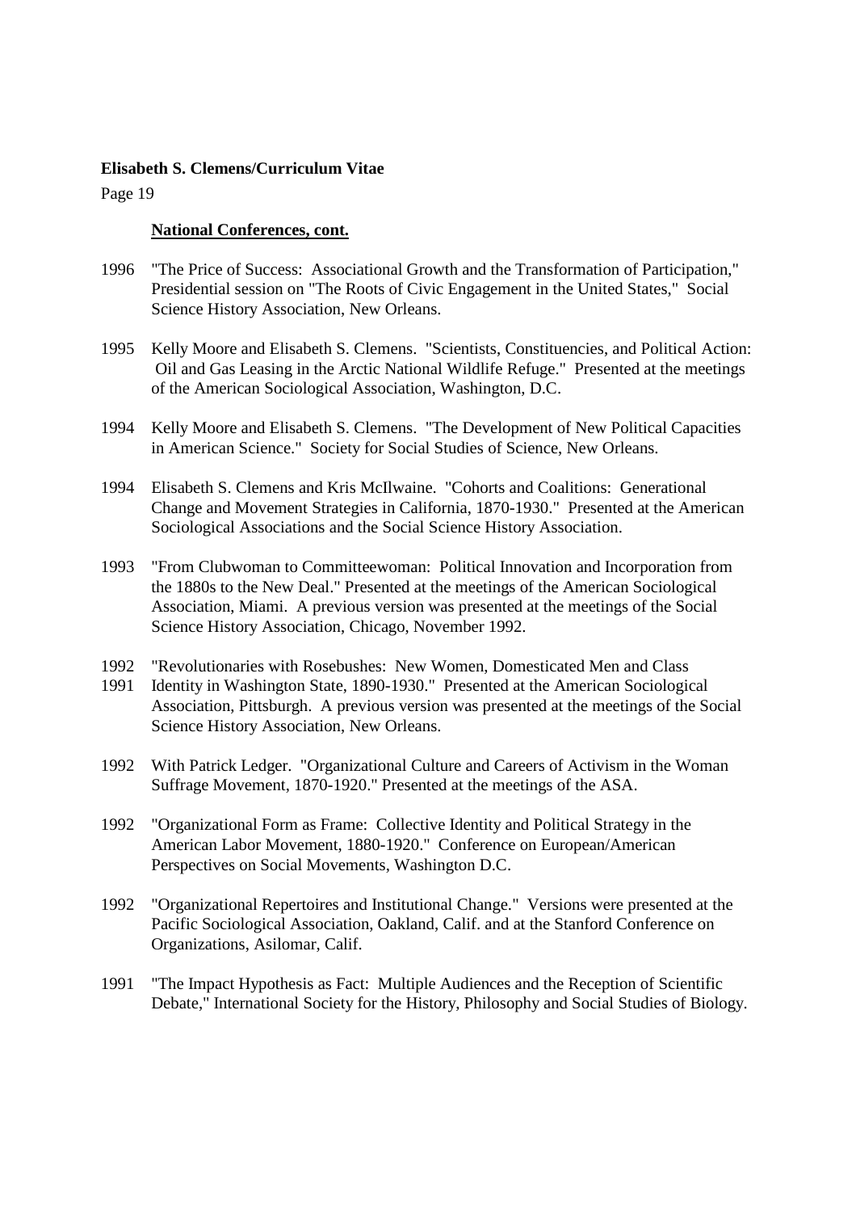**National Conferences, cont.**

1996 "The Price of Success: Associational Growth and the Transformation of Participation," Presidential session on "The Roots of Civic Engagement in the United States," Social Science History Association, New Orleans.

1995 Kelly Moore and Elisabeth S. Clemens. "Scientists, Constituencies, and Political Action: Oil and Gas Leasing in the Arctic National Wildlife Refuge." Presented at the meetings of the American Sociological Association, Washington, D.C.

1994 Kelly Moore and Elisabeth S. Clemens. "The Development of New Political Capacities in American Science." Society for Social Studies of Science, New Orleans.

1994 Elisabeth S. Clemens and Kris McIlwaine. "Cohorts and Coalitions: Generational Change and Movement Strategies in California, 1870-1930." Presented at the American Sociological Associations and the Social Science History Association.

1993 "From Clubwoman to Committeewoman: Political Innovation and Incorporation from the 1880s to the New Deal." Presented at the meetings of the American Sociological Association, Miami. A previous version was presented at the meetings of the Social Science History Association, Chicago, November 1992.

1992 "Revolutionaries with Rosebushes: New Women, Domesticated Men and Class
1991 Identity in Washington State, 1890-1930." Presented at the American Sociological Association, Pittsburgh. A previous version was presented at the meetings of the Social Science History Association, New Orleans.

1992 With Patrick Ledger. "Organizational Culture and Careers of Activism in the Woman Suffrage Movement, 1870-1920." Presented at the meetings of the ASA.

1992 "Organizational Form as Frame: Collective Identity and Political Strategy in the American Labor Movement, 1880-1920." Conference on European/American Perspectives on Social Movements, Washington D.C.

1992 "Organizational Repertoires and Institutional Change." Versions were presented at the Pacific Sociological Association, Oakland, Calif. and at the Stanford Conference on Organizations, Asilomar, Calif.

1991 "The Impact Hypothesis as Fact: Multiple Audiences and the Reception of Scientific Debate," International Society for the History, Philosophy and Social Studies of Biology.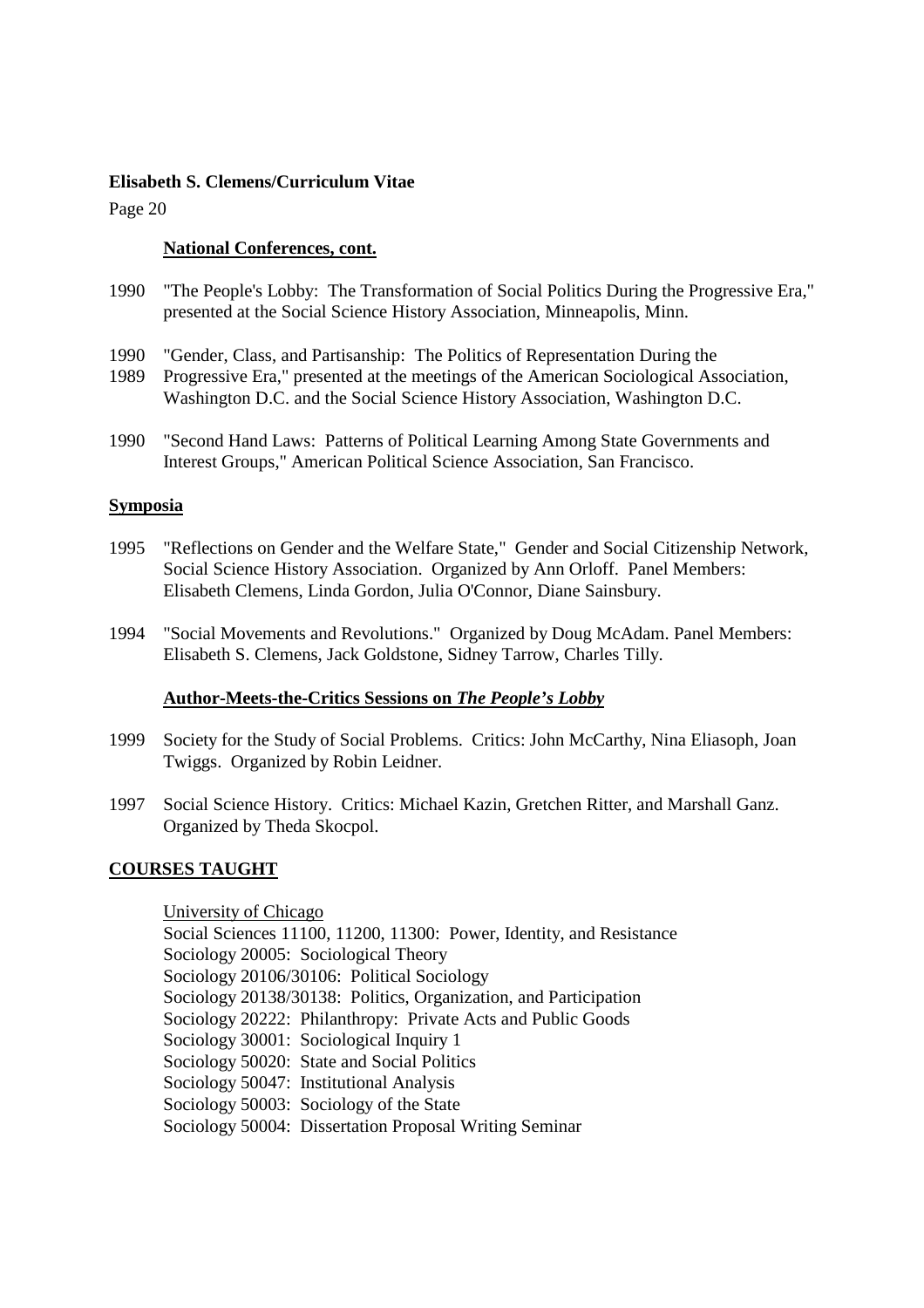### National Conferences, cont.

1990 "The People's Lobby: The Transformation of Social Politics During the Progressive Era," presented at the Social Science History Association, Minneapolis, Minn.

1990 "Gender, Class, and Partisanship: The Politics of Representation During the
1989 Progressive Era," presented at the meetings of the American Sociological Association, Washington D.C. and the Social Science History Association, Washington D.C.

1990 "Second Hand Laws: Patterns of Political Learning Among State Governments and Interest Groups," American Political Science Association, San Francisco.

## Symposia

1995 "Reflections on Gender and the Welfare State," Gender and Social Citizenship Network, Social Science History Association. Organized by Ann Orloff. Panel Members: Elisabeth Clemens, Linda Gordon, Julia O'Connor, Diane Sainsbury.

1994 "Social Movements and Revolutions." Organized by Doug McAdam. Panel Members: Elisabeth S. Clemens, Jack Goldstone, Sidney Tarrow, Charles Tilly.

### Author-Meets-the-Critics Sessions on *The People's Lobby*

1999 Society for the Study of Social Problems. Critics: John McCarthy, Nina Eliasoph, Joan Twiggs. Organized by Robin Leidner.

1997 Social Science History. Critics: Michael Kazin, Gretchen Ritter, and Marshall Ganz. Organized by Theda Skocpol.

## COURSES TAUGHT

University of Chicago

Social Sciences 11100, 11200, 11300: Power, Identity, and Resistance
Sociology 20005: Sociological Theory
Sociology 20106/30106: Political Sociology
Sociology 20138/30138: Politics, Organization, and Participation
Sociology 20222: Philanthropy: Private Acts and Public Goods
Sociology 30001: Sociological Inquiry 1
Sociology 50020: State and Social Politics
Sociology 50047: Institutional Analysis
Sociology 50003: Sociology of the State
Sociology 50004: Dissertation Proposal Writing Seminar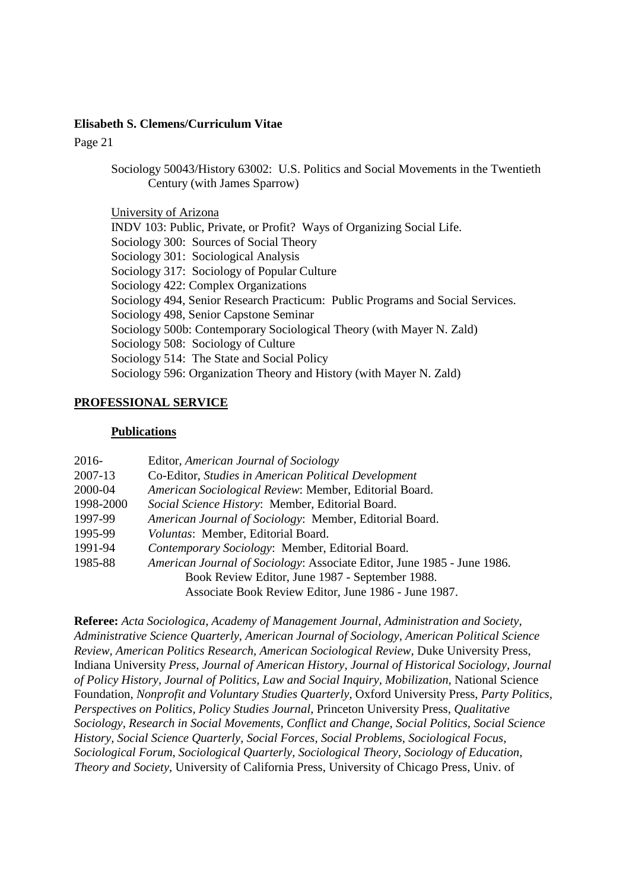Sociology 50043/History 63002: U.S. Politics and Social Movements in the Twentieth Century (with James Sparrow)

University of Arizona

INDV 103: Public, Private, or Profit? Ways of Organizing Social Life.
Sociology 300: Sources of Social Theory
Sociology 301: Sociological Analysis
Sociology 317: Sociology of Popular Culture
Sociology 422: Complex Organizations
Sociology 494, Senior Research Practicum: Public Programs and Social Services.
Sociology 498, Senior Capstone Seminar
Sociology 500b: Contemporary Sociological Theory (with Mayer N. Zald)
Sociology 508: Sociology of Culture
Sociology 514: The State and Social Policy
Sociology 596: Organization Theory and History (with Mayer N. Zald)

## PROFESSIONAL SERVICE

### Publications

| | |
|---|---|
| 2016- | Editor, *American Journal of Sociology* |
| 2007-13 | Co-Editor, *Studies in American Political Development* |
| 2000-04 | *American Sociological Review*: Member, Editorial Board. |
| 1998-2000 | *Social Science History*: Member, Editorial Board. |
| 1997-99 | *American Journal of Sociology*: Member, Editorial Board. |
| 1995-99 | *Voluntas*: Member, Editorial Board. |
| 1991-94 | *Contemporary Sociology*: Member, Editorial Board. |
| 1985-88 | *American Journal of Sociology*: Associate Editor, June 1985 - June 1986. Book Review Editor, June 1987 - September 1988. Associate Book Review Editor, June 1986 - June 1987. |

**Referee:** *Acta Sociologica, Academy of Management Journal, Administration and Society, Administrative Science Quarterly, American Journal of Sociology, American Political Science Review, American Politics Research, American Sociological Review*, Duke University Press, Indiana University *Press, Journal of American History, Journal of Historical Sociology, Journal of Policy History, Journal of Politics, Law and Social Inquiry, Mobilization,* National Science Foundation, *Nonprofit and Voluntary Studies Quarterly,* Oxford University Press, *Party Politics, Perspectives on Politics, Policy Studies Journal,* Princeton University Press, *Qualitative Sociology, Research in Social Movements, Conflict and Change, Social Politics, Social Science History, Social Science Quarterly, Social Forces, Social Problems, Sociological Focus, Sociological Forum, Sociological Quarterly, Sociological Theory, Sociology of Education, Theory and Society,* University of California Press, University of Chicago Press, Univ. of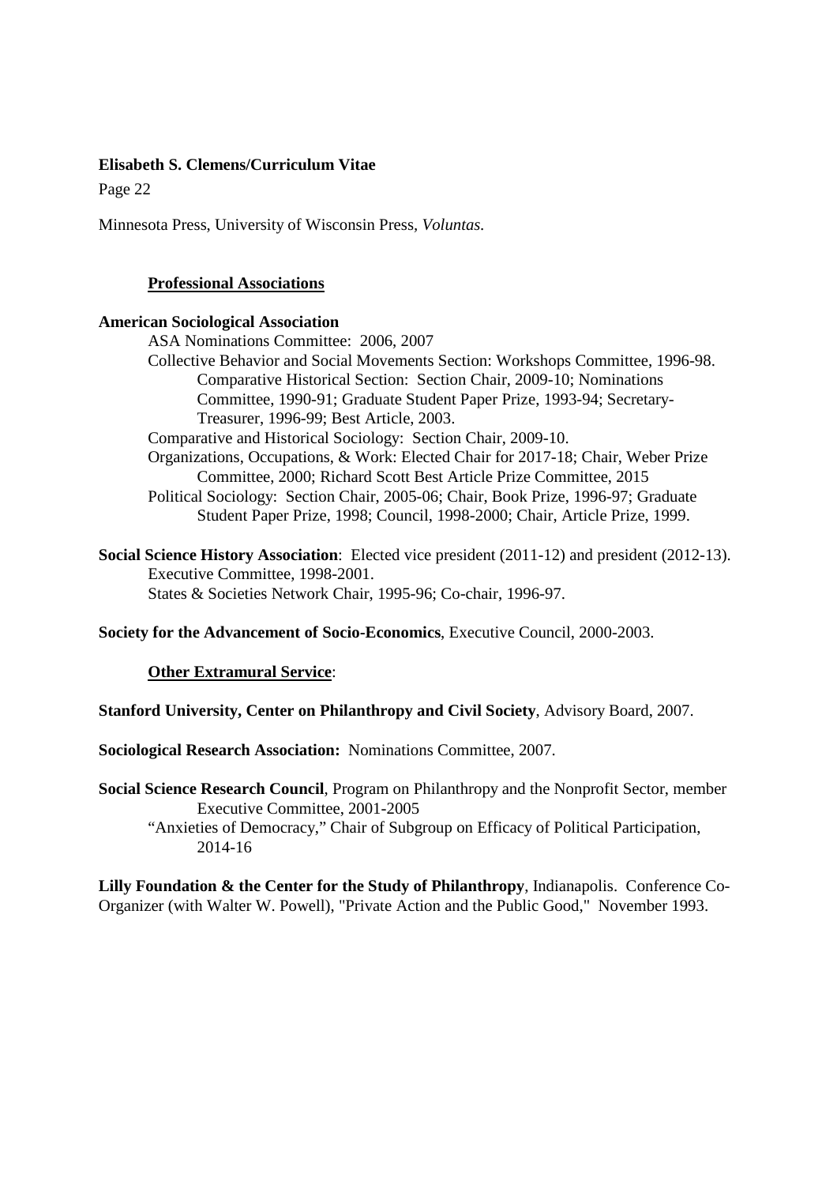Minnesota Press, University of Wisconsin Press, *Voluntas.*

## Professional Associations

**American Sociological Association**

- ASA Nominations Committee: 2006, 2007
- Collective Behavior and Social Movements Section: Workshops Committee, 1996-98.
  - Comparative Historical Section: Section Chair, 2009-10; Nominations Committee, 1990-91; Graduate Student Paper Prize, 1993-94; Secretary-Treasurer, 1996-99; Best Article, 2003.
- Comparative and Historical Sociology: Section Chair, 2009-10.
- Organizations, Occupations, & Work: Elected Chair for 2017-18; Chair, Weber Prize Committee, 2000; Richard Scott Best Article Prize Committee, 2015
- Political Sociology: Section Chair, 2005-06; Chair, Book Prize, 1996-97; Graduate Student Paper Prize, 1998; Council, 1998-2000; Chair, Article Prize, 1999.

**Social Science History Association**: Elected vice president (2011-12) and president (2012-13).

- Executive Committee, 1998-2001.
- States & Societies Network Chair, 1995-96; Co-chair, 1996-97.

**Society for the Advancement of Socio-Economics**, Executive Council, 2000-2003.

## Other Extramural Service:

**Stanford University, Center on Philanthropy and Civil Society**, Advisory Board, 2007.

**Sociological Research Association:** Nominations Committee, 2007.

**Social Science Research Council**, Program on Philanthropy and the Nonprofit Sector, member Executive Committee, 2001-2005

- "Anxieties of Democracy," Chair of Subgroup on Efficacy of Political Participation, 2014-16

**Lilly Foundation & the Center for the Study of Philanthropy**, Indianapolis. Conference Co-Organizer (with Walter W. Powell), "Private Action and the Public Good," November 1993.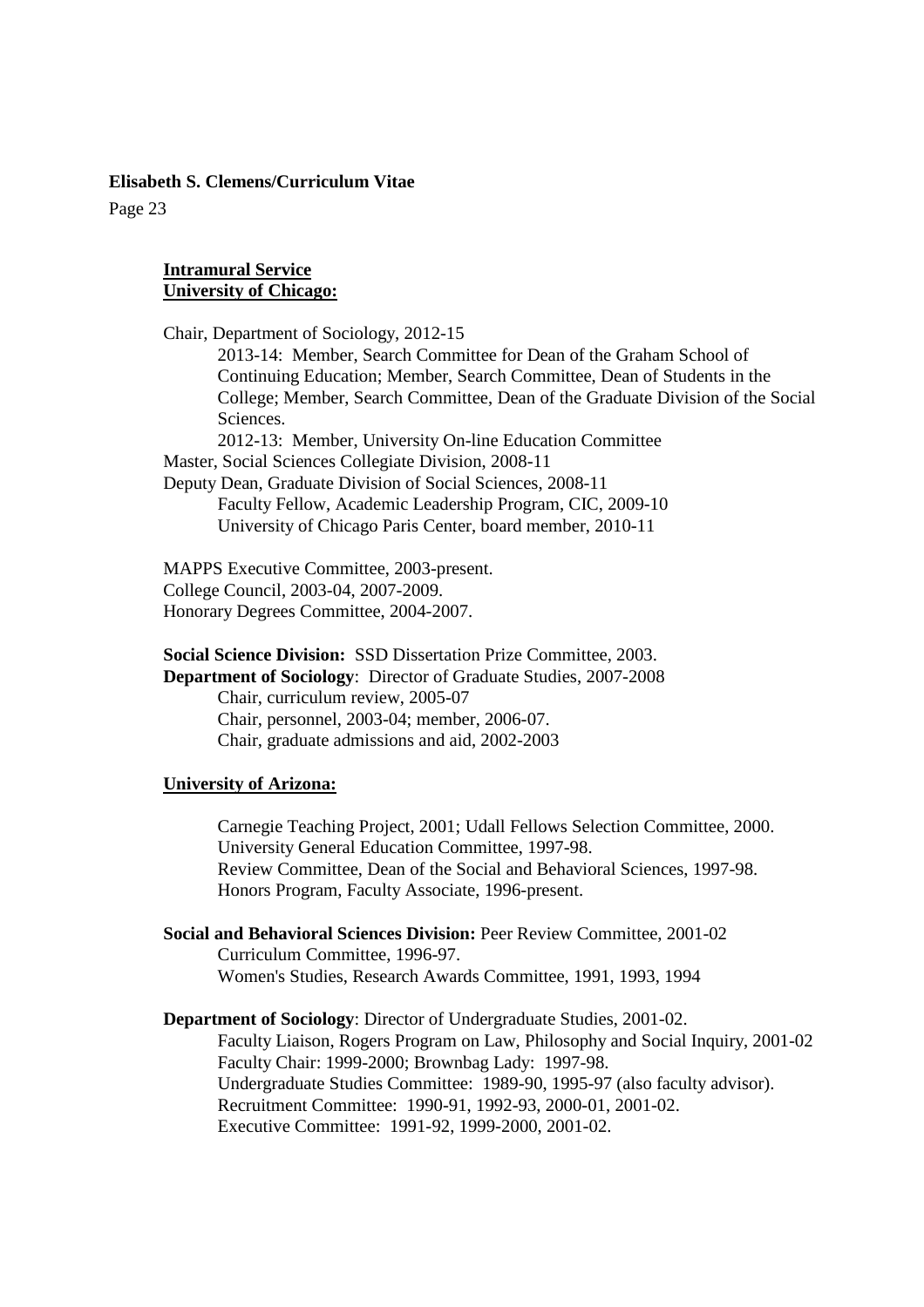**Intramural Service**
**University of Chicago:**

Chair, Department of Sociology, 2012-15

2013-14: Member, Search Committee for Dean of the Graham School of Continuing Education; Member, Search Committee, Dean of Students in the College; Member, Search Committee, Dean of the Graduate Division of the Social Sciences.

2012-13: Member, University On-line Education Committee

Master, Social Sciences Collegiate Division, 2008-11

Deputy Dean, Graduate Division of Social Sciences, 2008-11

Faculty Fellow, Academic Leadership Program, CIC, 2009-10

University of Chicago Paris Center, board member, 2010-11

MAPPS Executive Committee, 2003-present.

College Council, 2003-04, 2007-2009.

Honorary Degrees Committee, 2004-2007.

**Social Science Division:** SSD Dissertation Prize Committee, 2003.

**Department of Sociology**: Director of Graduate Studies, 2007-2008

Chair, curriculum review, 2005-07

Chair, personnel, 2003-04; member, 2006-07.

Chair, graduate admissions and aid, 2002-2003

**University of Arizona:**

Carnegie Teaching Project, 2001; Udall Fellows Selection Committee, 2000.

University General Education Committee, 1997-98.

Review Committee, Dean of the Social and Behavioral Sciences, 1997-98.

Honors Program, Faculty Associate, 1996-present.

**Social and Behavioral Sciences Division:** Peer Review Committee, 2001-02

Curriculum Committee, 1996-97.

Women's Studies, Research Awards Committee, 1991, 1993, 1994

**Department of Sociology**: Director of Undergraduate Studies, 2001-02.

Faculty Liaison, Rogers Program on Law, Philosophy and Social Inquiry, 2001-02

Faculty Chair: 1999-2000; Brownbag Lady: 1997-98.

Undergraduate Studies Committee: 1989-90, 1995-97 (also faculty advisor).

Recruitment Committee: 1990-91, 1992-93, 2000-01, 2001-02.

Executive Committee: 1991-92, 1999-2000, 2001-02.